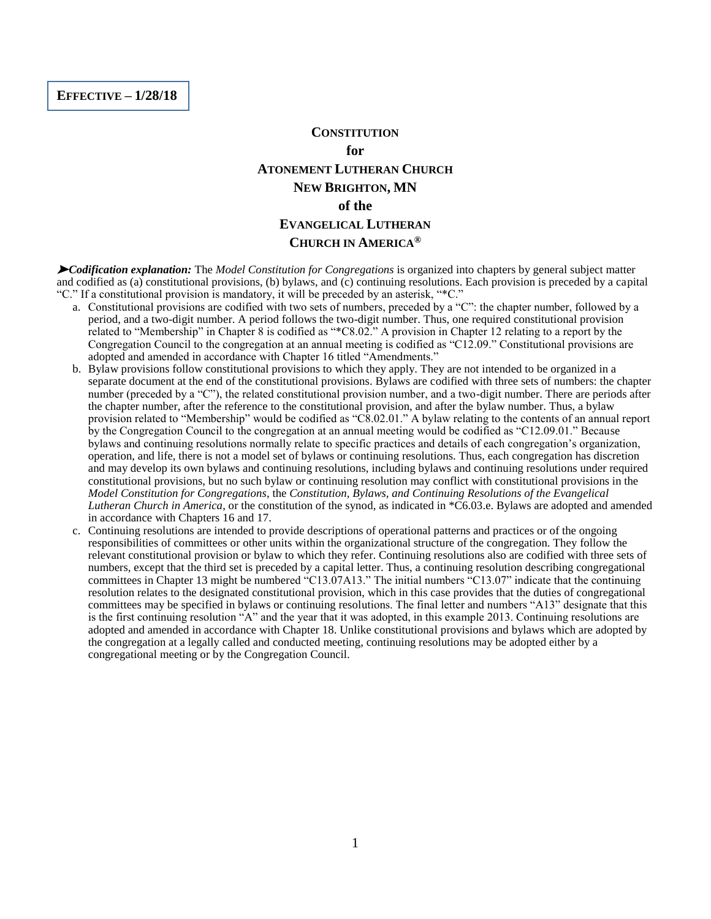**EFFECTIVE – 1/28/18**

# CONSTITUTION
# for
# ATONEMENT LUTHERAN CHURCH
# NEW BRIGHTON, MN
# of the
# EVANGELICAL LUTHERAN CHURCH IN AMERICA®

➤***Codification explanation:*** The *Model Constitution for Congregations* is organized into chapters by general subject matter and codified as (a) constitutional provisions, (b) bylaws, and (c) continuing resolutions. Each provision is preceded by a capital "C." If a constitutional provision is mandatory, it will be preceded by an asterisk, "*C."

a. Constitutional provisions are codified with two sets of numbers, preceded by a "C": the chapter number, followed by a period, and a two-digit number. A period follows the two-digit number. Thus, one required constitutional provision related to "Membership" in Chapter 8 is codified as "*C8.02." A provision in Chapter 12 relating to a report by the Congregation Council to the congregation at an annual meeting is codified as "C12.09." Constitutional provisions are adopted and amended in accordance with Chapter 16 titled "Amendments."

b. Bylaw provisions follow constitutional provisions to which they apply. They are not intended to be organized in a separate document at the end of the constitutional provisions. Bylaws are codified with three sets of numbers: the chapter number (preceded by a "C"), the related constitutional provision number, and a two-digit number. There are periods after the chapter number, after the reference to the constitutional provision, and after the bylaw number. Thus, a bylaw provision related to "Membership" would be codified as "C8.02.01." A bylaw relating to the contents of an annual report by the Congregation Council to the congregation at an annual meeting would be codified as "C12.09.01." Because bylaws and continuing resolutions normally relate to specific practices and details of each congregation's organization, operation, and life, there is not a model set of bylaws or continuing resolutions. Thus, each congregation has discretion and may develop its own bylaws and continuing resolutions, including bylaws and continuing resolutions under required constitutional provisions, but no such bylaw or continuing resolution may conflict with constitutional provisions in the *Model Constitution for Congregations*, the *Constitution, Bylaws, and Continuing Resolutions of the Evangelical Lutheran Church in America*, or the constitution of the synod, as indicated in *C6.03.e. Bylaws are adopted and amended in accordance with Chapters 16 and 17.

c. Continuing resolutions are intended to provide descriptions of operational patterns and practices or of the ongoing responsibilities of committees or other units within the organizational structure of the congregation. They follow the relevant constitutional provision or bylaw to which they refer. Continuing resolutions also are codified with three sets of numbers, except that the third set is preceded by a capital letter. Thus, a continuing resolution describing congregational committees in Chapter 13 might be numbered "C13.07A13." The initial numbers "C13.07" indicate that the continuing resolution relates to the designated constitutional provision, which in this case provides that the duties of congregational committees may be specified in bylaws or continuing resolutions. The final letter and numbers "A13" designate that this is the first continuing resolution "A" and the year that it was adopted, in this example 2013. Continuing resolutions are adopted and amended in accordance with Chapter 18. Unlike constitutional provisions and bylaws which are adopted by the congregation at a legally called and conducted meeting, continuing resolutions may be adopted either by a congregational meeting or by the Congregation Council.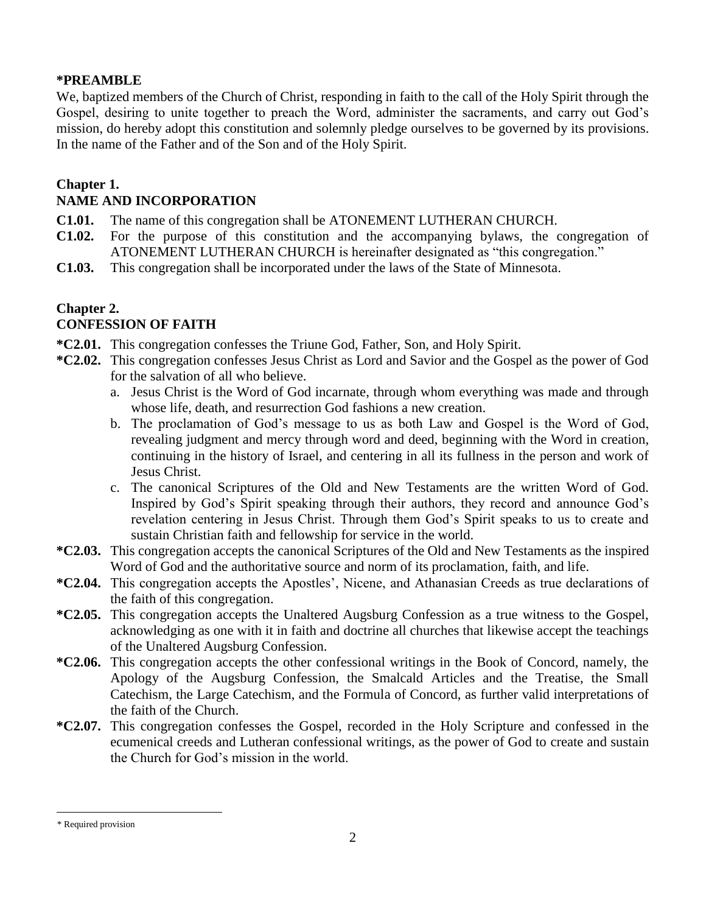**\*PREAMBLE**

We, baptized members of the Church of Christ, responding in faith to the call of the Holy Spirit through the Gospel, desiring to unite together to preach the Word, administer the sacraments, and carry out God's mission, do hereby adopt this constitution and solemnly pledge ourselves to be governed by its provisions. In the name of the Father and of the Son and of the Holy Spirit.

## Chapter 1.
## NAME AND INCORPORATION

**C1.01.** The name of this congregation shall be ATONEMENT LUTHERAN CHURCH.

**C1.02.** For the purpose of this constitution and the accompanying bylaws, the congregation of ATONEMENT LUTHERAN CHURCH is hereinafter designated as "this congregation."

**C1.03.** This congregation shall be incorporated under the laws of the State of Minnesota.

## Chapter 2.
## CONFESSION OF FAITH

**\*C2.01.** This congregation confesses the Triune God, Father, Son, and Holy Spirit.

**\*C2.02.** This congregation confesses Jesus Christ as Lord and Savior and the Gospel as the power of God for the salvation of all who believe.

a. Jesus Christ is the Word of God incarnate, through whom everything was made and through whose life, death, and resurrection God fashions a new creation.

b. The proclamation of God's message to us as both Law and Gospel is the Word of God, revealing judgment and mercy through word and deed, beginning with the Word in creation, continuing in the history of Israel, and centering in all its fullness in the person and work of Jesus Christ.

c. The canonical Scriptures of the Old and New Testaments are the written Word of God. Inspired by God's Spirit speaking through their authors, they record and announce God's revelation centering in Jesus Christ. Through them God's Spirit speaks to us to create and sustain Christian faith and fellowship for service in the world.

**\*C2.03.** This congregation accepts the canonical Scriptures of the Old and New Testaments as the inspired Word of God and the authoritative source and norm of its proclamation, faith, and life.

**\*C2.04.** This congregation accepts the Apostles', Nicene, and Athanasian Creeds as true declarations of the faith of this congregation.

**\*C2.05.** This congregation accepts the Unaltered Augsburg Confession as a true witness to the Gospel, acknowledging as one with it in faith and doctrine all churches that likewise accept the teachings of the Unaltered Augsburg Confession.

**\*C2.06.** This congregation accepts the other confessional writings in the Book of Concord, namely, the Apology of the Augsburg Confession, the Smalcald Articles and the Treatise, the Small Catechism, the Large Catechism, and the Formula of Concord, as further valid interpretations of the faith of the Church.

**\*C2.07.** This congregation confesses the Gospel, recorded in the Holy Scripture and confessed in the ecumenical creeds and Lutheran confessional writings, as the power of God to create and sustain the Church for God's mission in the world.

---

\* Required provision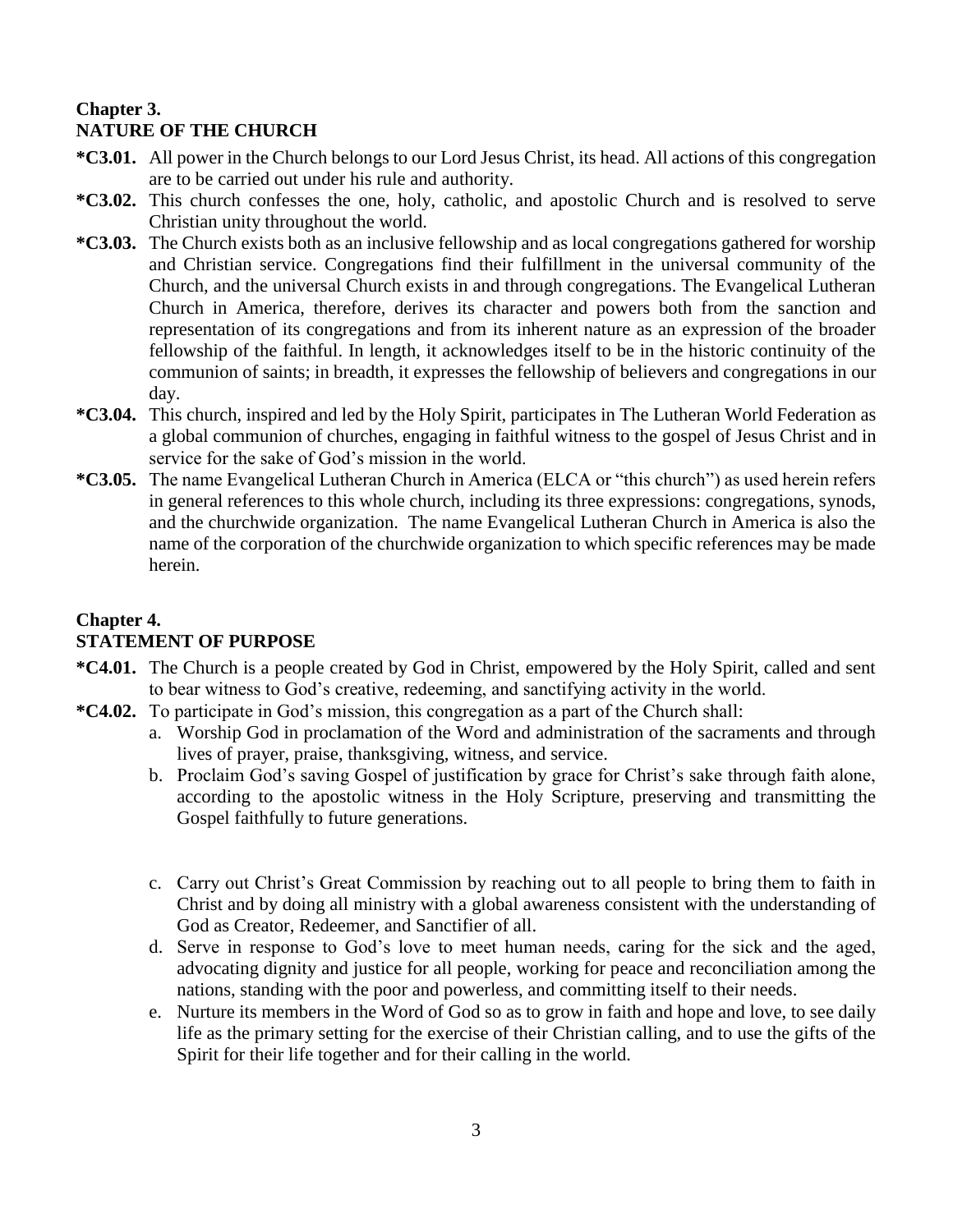## Chapter 3.
## NATURE OF THE CHURCH

**\*C3.01.** All power in the Church belongs to our Lord Jesus Christ, its head. All actions of this congregation are to be carried out under his rule and authority.

**\*C3.02.** This church confesses the one, holy, catholic, and apostolic Church and is resolved to serve Christian unity throughout the world.

**\*C3.03.** The Church exists both as an inclusive fellowship and as local congregations gathered for worship and Christian service. Congregations find their fulfillment in the universal community of the Church, and the universal Church exists in and through congregations. The Evangelical Lutheran Church in America, therefore, derives its character and powers both from the sanction and representation of its congregations and from its inherent nature as an expression of the broader fellowship of the faithful. In length, it acknowledges itself to be in the historic continuity of the communion of saints; in breadth, it expresses the fellowship of believers and congregations in our day.

**\*C3.04.** This church, inspired and led by the Holy Spirit, participates in The Lutheran World Federation as a global communion of churches, engaging in faithful witness to the gospel of Jesus Christ and in service for the sake of God's mission in the world.

**\*C3.05.** The name Evangelical Lutheran Church in America (ELCA or "this church") as used herein refers in general references to this whole church, including its three expressions: congregations, synods, and the churchwide organization. The name Evangelical Lutheran Church in America is also the name of the corporation of the churchwide organization to which specific references may be made herein.

## Chapter 4.
## STATEMENT OF PURPOSE

**\*C4.01.** The Church is a people created by God in Christ, empowered by the Holy Spirit, called and sent to bear witness to God's creative, redeeming, and sanctifying activity in the world.

**\*C4.02.** To participate in God's mission, this congregation as a part of the Church shall:

a. Worship God in proclamation of the Word and administration of the sacraments and through lives of prayer, praise, thanksgiving, witness, and service.

b. Proclaim God's saving Gospel of justification by grace for Christ's sake through faith alone, according to the apostolic witness in the Holy Scripture, preserving and transmitting the Gospel faithfully to future generations.

c. Carry out Christ's Great Commission by reaching out to all people to bring them to faith in Christ and by doing all ministry with a global awareness consistent with the understanding of God as Creator, Redeemer, and Sanctifier of all.

d. Serve in response to God's love to meet human needs, caring for the sick and the aged, advocating dignity and justice for all people, working for peace and reconciliation among the nations, standing with the poor and powerless, and committing itself to their needs.

e. Nurture its members in the Word of God so as to grow in faith and hope and love, to see daily life as the primary setting for the exercise of their Christian calling, and to use the gifts of the Spirit for their life together and for their calling in the world.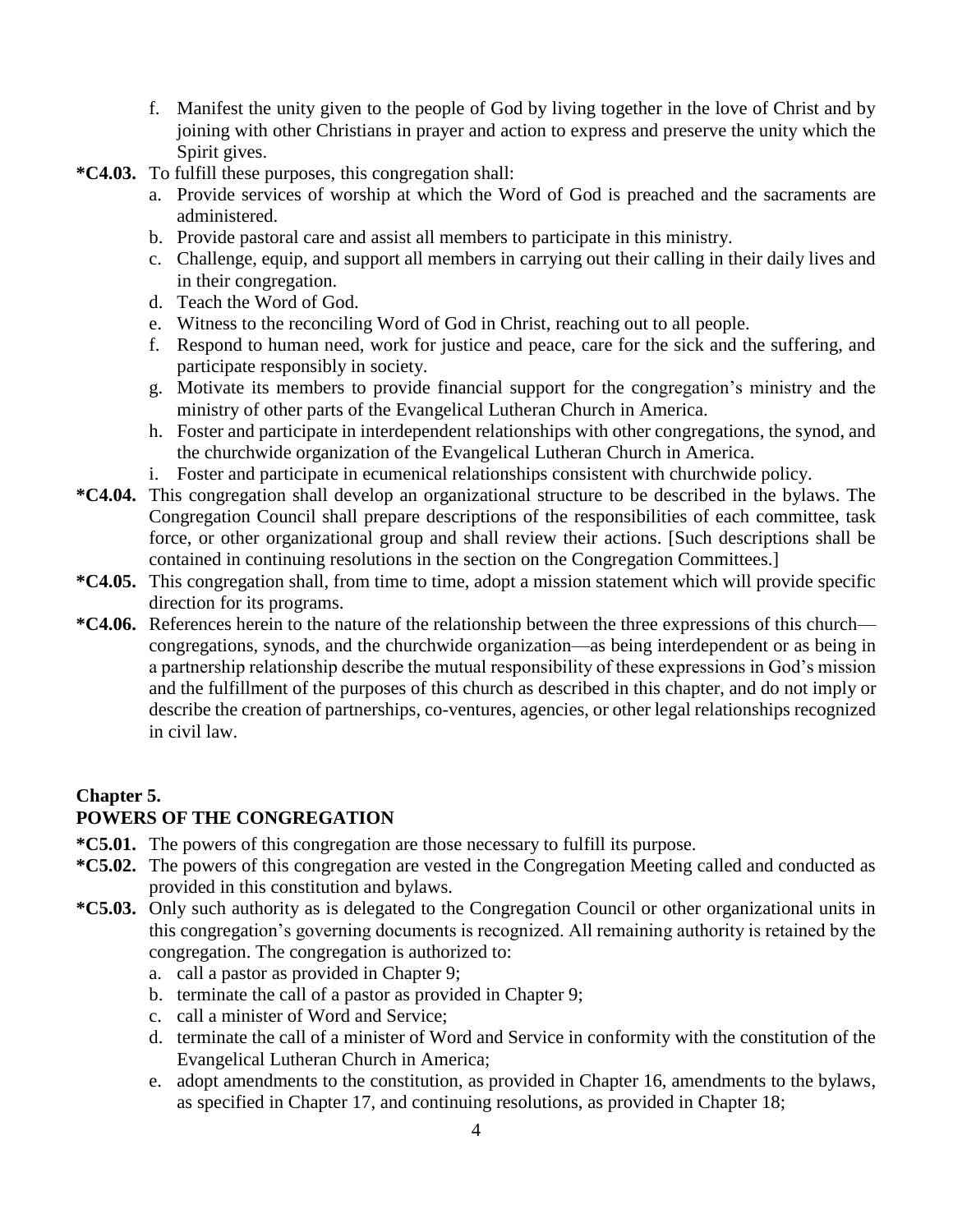f. Manifest the unity given to the people of God by living together in the love of Christ and by joining with other Christians in prayer and action to express and preserve the unity which the Spirit gives.

**\*C4.03.** To fulfill these purposes, this congregation shall:

a. Provide services of worship at which the Word of God is preached and the sacraments are administered.
b. Provide pastoral care and assist all members to participate in this ministry.
c. Challenge, equip, and support all members in carrying out their calling in their daily lives and in their congregation.
d. Teach the Word of God.
e. Witness to the reconciling Word of God in Christ, reaching out to all people.
f. Respond to human need, work for justice and peace, care for the sick and the suffering, and participate responsibly in society.
g. Motivate its members to provide financial support for the congregation's ministry and the ministry of other parts of the Evangelical Lutheran Church in America.
h. Foster and participate in interdependent relationships with other congregations, the synod, and the churchwide organization of the Evangelical Lutheran Church in America.
i. Foster and participate in ecumenical relationships consistent with churchwide policy.

**\*C4.04.** This congregation shall develop an organizational structure to be described in the bylaws. The Congregation Council shall prepare descriptions of the responsibilities of each committee, task force, or other organizational group and shall review their actions. [Such descriptions shall be contained in continuing resolutions in the section on the Congregation Committees.]

**\*C4.05.** This congregation shall, from time to time, adopt a mission statement which will provide specific direction for its programs.

**\*C4.06.** References herein to the nature of the relationship between the three expressions of this church—congregations, synods, and the churchwide organization—as being interdependent or as being in a partnership relationship describe the mutual responsibility of these expressions in God's mission and the fulfillment of the purposes of this church as described in this chapter, and do not imply or describe the creation of partnerships, co-ventures, agencies, or other legal relationships recognized in civil law.

## Chapter 5.
## POWERS OF THE CONGREGATION

**\*C5.01.** The powers of this congregation are those necessary to fulfill its purpose.

**\*C5.02.** The powers of this congregation are vested in the Congregation Meeting called and conducted as provided in this constitution and bylaws.

**\*C5.03.** Only such authority as is delegated to the Congregation Council or other organizational units in this congregation's governing documents is recognized. All remaining authority is retained by the congregation. The congregation is authorized to:

a. call a pastor as provided in Chapter 9;
b. terminate the call of a pastor as provided in Chapter 9;
c. call a minister of Word and Service;
d. terminate the call of a minister of Word and Service in conformity with the constitution of the Evangelical Lutheran Church in America;
e. adopt amendments to the constitution, as provided in Chapter 16, amendments to the bylaws, as specified in Chapter 17, and continuing resolutions, as provided in Chapter 18;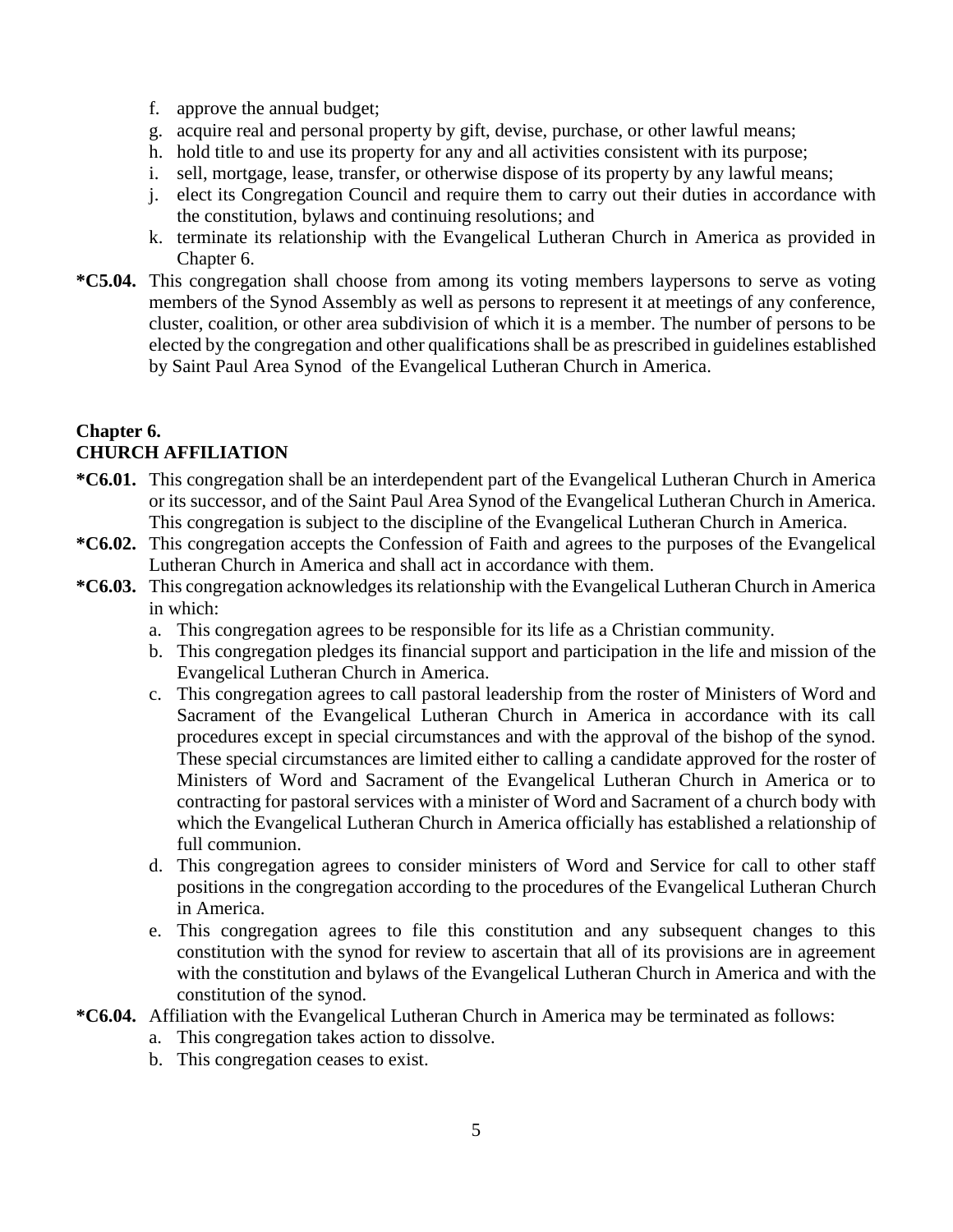f. approve the annual budget;
g. acquire real and personal property by gift, devise, purchase, or other lawful means;
h. hold title to and use its property for any and all activities consistent with its purpose;
i. sell, mortgage, lease, transfer, or otherwise dispose of its property by any lawful means;
j. elect its Congregation Council and require them to carry out their duties in accordance with the constitution, bylaws and continuing resolutions; and
k. terminate its relationship with the Evangelical Lutheran Church in America as provided in Chapter 6.

**\*C5.04.** This congregation shall choose from among its voting members laypersons to serve as voting members of the Synod Assembly as well as persons to represent it at meetings of any conference, cluster, coalition, or other area subdivision of which it is a member. The number of persons to be elected by the congregation and other qualifications shall be as prescribed in guidelines established by Saint Paul Area Synod of the Evangelical Lutheran Church in America.

## Chapter 6.
## CHURCH AFFILIATION

**\*C6.01.** This congregation shall be an interdependent part of the Evangelical Lutheran Church in America or its successor, and of the Saint Paul Area Synod of the Evangelical Lutheran Church in America. This congregation is subject to the discipline of the Evangelical Lutheran Church in America.

**\*C6.02.** This congregation accepts the Confession of Faith and agrees to the purposes of the Evangelical Lutheran Church in America and shall act in accordance with them.

**\*C6.03.** This congregation acknowledges its relationship with the Evangelical Lutheran Church in America in which:

a. This congregation agrees to be responsible for its life as a Christian community.
b. This congregation pledges its financial support and participation in the life and mission of the Evangelical Lutheran Church in America.
c. This congregation agrees to call pastoral leadership from the roster of Ministers of Word and Sacrament of the Evangelical Lutheran Church in America in accordance with its call procedures except in special circumstances and with the approval of the bishop of the synod. These special circumstances are limited either to calling a candidate approved for the roster of Ministers of Word and Sacrament of the Evangelical Lutheran Church in America or to contracting for pastoral services with a minister of Word and Sacrament of a church body with which the Evangelical Lutheran Church in America officially has established a relationship of full communion.
d. This congregation agrees to consider ministers of Word and Service for call to other staff positions in the congregation according to the procedures of the Evangelical Lutheran Church in America.
e. This congregation agrees to file this constitution and any subsequent changes to this constitution with the synod for review to ascertain that all of its provisions are in agreement with the constitution and bylaws of the Evangelical Lutheran Church in America and with the constitution of the synod.

**\*C6.04.** Affiliation with the Evangelical Lutheran Church in America may be terminated as follows:

a. This congregation takes action to dissolve.
b. This congregation ceases to exist.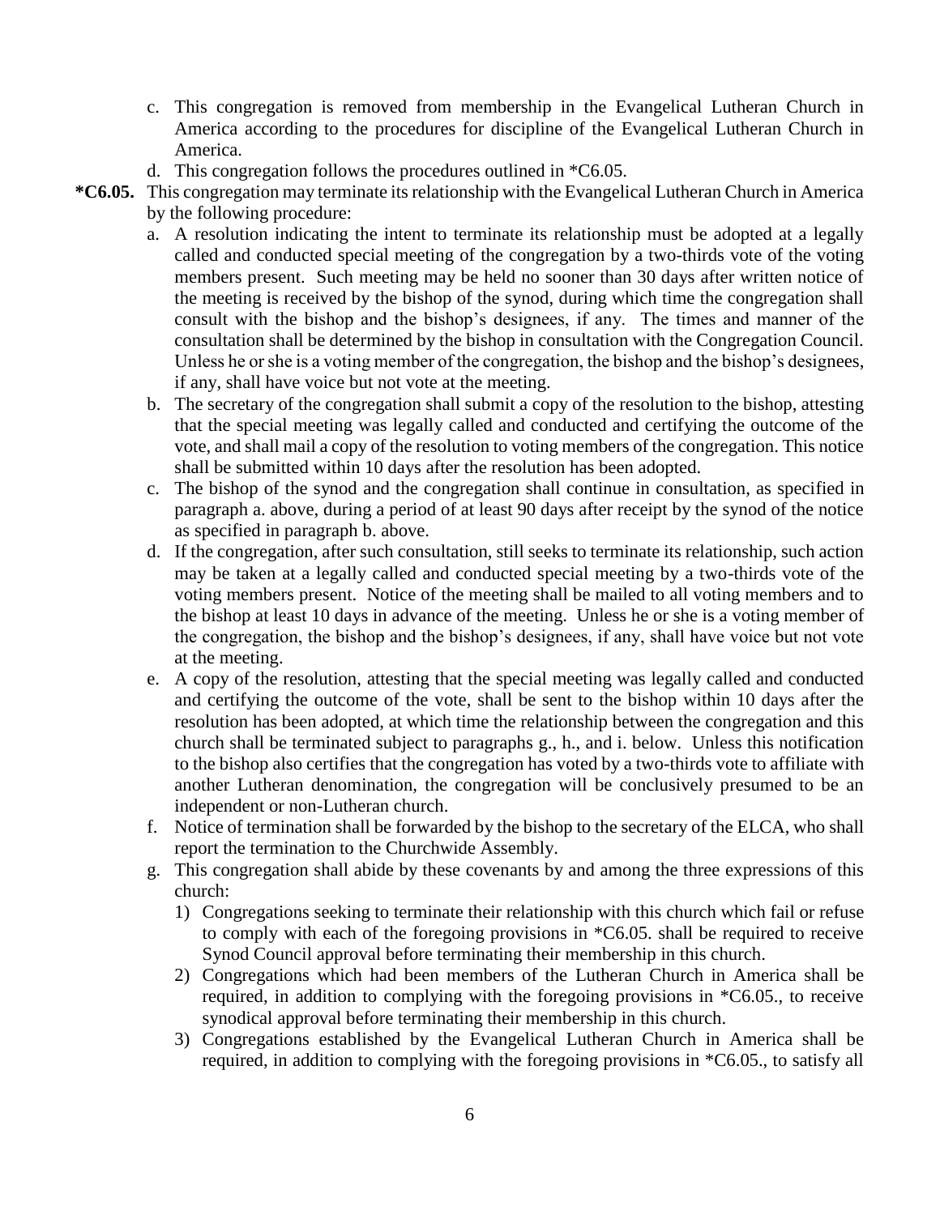c. This congregation is removed from membership in the Evangelical Lutheran Church in America according to the procedures for discipline of the Evangelical Lutheran Church in America.

d. This congregation follows the procedures outlined in *C6.05.

**\*C6.05.** This congregation may terminate its relationship with the Evangelical Lutheran Church in America by the following procedure:

a. A resolution indicating the intent to terminate its relationship must be adopted at a legally called and conducted special meeting of the congregation by a two-thirds vote of the voting members present. Such meeting may be held no sooner than 30 days after written notice of the meeting is received by the bishop of the synod, during which time the congregation shall consult with the bishop and the bishop's designees, if any. The times and manner of the consultation shall be determined by the bishop in consultation with the Congregation Council. Unless he or she is a voting member of the congregation, the bishop and the bishop's designees, if any, shall have voice but not vote at the meeting.

b. The secretary of the congregation shall submit a copy of the resolution to the bishop, attesting that the special meeting was legally called and conducted and certifying the outcome of the vote, and shall mail a copy of the resolution to voting members of the congregation. This notice shall be submitted within 10 days after the resolution has been adopted.

c. The bishop of the synod and the congregation shall continue in consultation, as specified in paragraph a. above, during a period of at least 90 days after receipt by the synod of the notice as specified in paragraph b. above.

d. If the congregation, after such consultation, still seeks to terminate its relationship, such action may be taken at a legally called and conducted special meeting by a two-thirds vote of the voting members present. Notice of the meeting shall be mailed to all voting members and to the bishop at least 10 days in advance of the meeting. Unless he or she is a voting member of the congregation, the bishop and the bishop's designees, if any, shall have voice but not vote at the meeting.

e. A copy of the resolution, attesting that the special meeting was legally called and conducted and certifying the outcome of the vote, shall be sent to the bishop within 10 days after the resolution has been adopted, at which time the relationship between the congregation and this church shall be terminated subject to paragraphs g., h., and i. below. Unless this notification to the bishop also certifies that the congregation has voted by a two-thirds vote to affiliate with another Lutheran denomination, the congregation will be conclusively presumed to be an independent or non-Lutheran church.

f. Notice of termination shall be forwarded by the bishop to the secretary of the ELCA, who shall report the termination to the Churchwide Assembly.

g. This congregation shall abide by these covenants by and among the three expressions of this church:

1) Congregations seeking to terminate their relationship with this church which fail or refuse to comply with each of the foregoing provisions in *C6.05. shall be required to receive Synod Council approval before terminating their membership in this church.

2) Congregations which had been members of the Lutheran Church in America shall be required, in addition to complying with the foregoing provisions in *C6.05., to receive synodical approval before terminating their membership in this church.

3) Congregations established by the Evangelical Lutheran Church in America shall be required, in addition to complying with the foregoing provisions in *C6.05., to satisfy all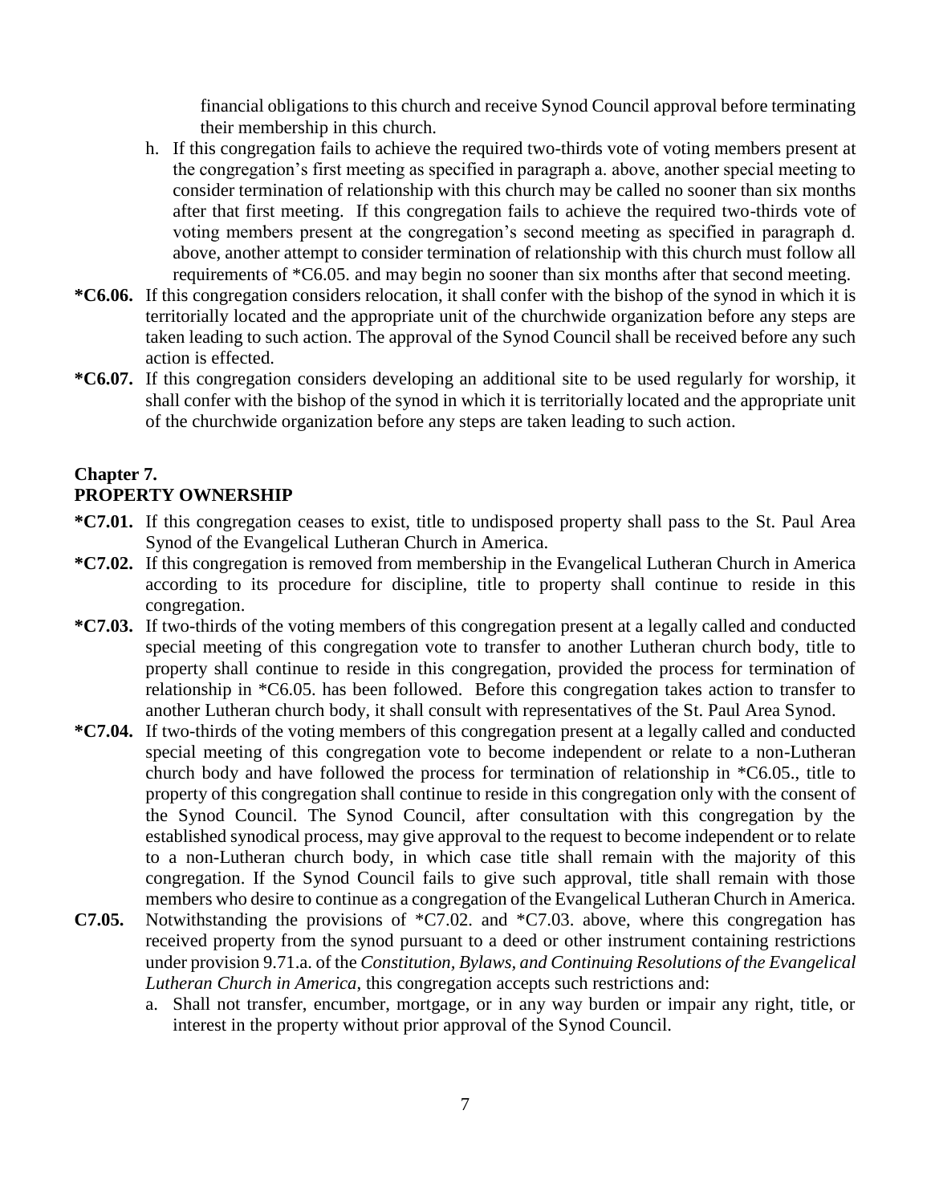financial obligations to this church and receive Synod Council approval before terminating their membership in this church.

h. If this congregation fails to achieve the required two-thirds vote of voting members present at the congregation's first meeting as specified in paragraph a. above, another special meeting to consider termination of relationship with this church may be called no sooner than six months after that first meeting. If this congregation fails to achieve the required two-thirds vote of voting members present at the congregation's second meeting as specified in paragraph d. above, another attempt to consider termination of relationship with this church must follow all requirements of *C6.05. and may begin no sooner than six months after that second meeting.

**\*C6.06.** If this congregation considers relocation, it shall confer with the bishop of the synod in which it is territorially located and the appropriate unit of the churchwide organization before any steps are taken leading to such action. The approval of the Synod Council shall be received before any such action is effected.

**\*C6.07.** If this congregation considers developing an additional site to be used regularly for worship, it shall confer with the bishop of the synod in which it is territorially located and the appropriate unit of the churchwide organization before any steps are taken leading to such action.

## Chapter 7.
## PROPERTY OWNERSHIP

**\*C7.01.** If this congregation ceases to exist, title to undisposed property shall pass to the St. Paul Area Synod of the Evangelical Lutheran Church in America.

**\*C7.02.** If this congregation is removed from membership in the Evangelical Lutheran Church in America according to its procedure for discipline, title to property shall continue to reside in this congregation.

**\*C7.03.** If two-thirds of the voting members of this congregation present at a legally called and conducted special meeting of this congregation vote to transfer to another Lutheran church body, title to property shall continue to reside in this congregation, provided the process for termination of relationship in *C6.05. has been followed. Before this congregation takes action to transfer to another Lutheran church body, it shall consult with representatives of the St. Paul Area Synod.

**\*C7.04.** If two-thirds of the voting members of this congregation present at a legally called and conducted special meeting of this congregation vote to become independent or relate to a non-Lutheran church body and have followed the process for termination of relationship in *C6.05., title to property of this congregation shall continue to reside in this congregation only with the consent of the Synod Council. The Synod Council, after consultation with this congregation by the established synodical process, may give approval to the request to become independent or to relate to a non-Lutheran church body, in which case title shall remain with the majority of this congregation. If the Synod Council fails to give such approval, title shall remain with those members who desire to continue as a congregation of the Evangelical Lutheran Church in America.

**C7.05.** Notwithstanding the provisions of *C7.02. and *C7.03. above, where this congregation has received property from the synod pursuant to a deed or other instrument containing restrictions under provision 9.71.a. of the *Constitution, Bylaws, and Continuing Resolutions of the Evangelical Lutheran Church in America*, this congregation accepts such restrictions and:

a. Shall not transfer, encumber, mortgage, or in any way burden or impair any right, title, or interest in the property without prior approval of the Synod Council.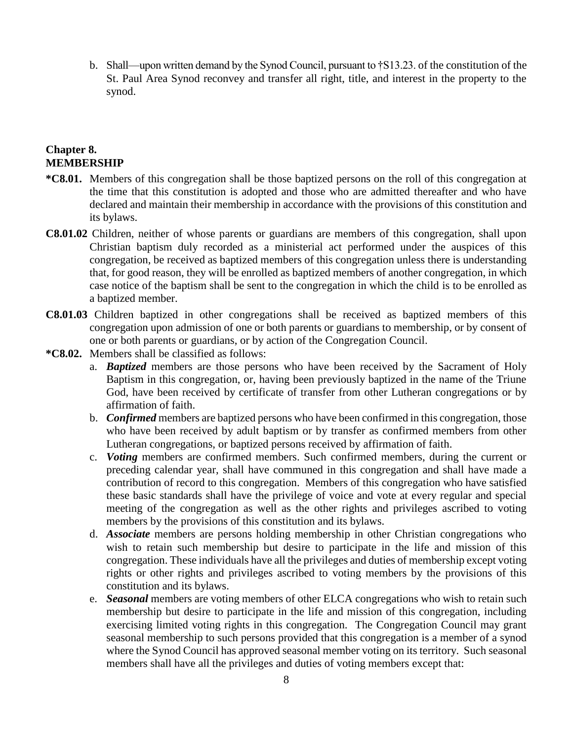b. Shall—upon written demand by the Synod Council, pursuant to †S13.23. of the constitution of the St. Paul Area Synod reconvey and transfer all right, title, and interest in the property to the synod.

## Chapter 8.
## MEMBERSHIP

**\*C8.01.** Members of this congregation shall be those baptized persons on the roll of this congregation at the time that this constitution is adopted and those who are admitted thereafter and who have declared and maintain their membership in accordance with the provisions of this constitution and its bylaws.

**C8.01.02** Children, neither of whose parents or guardians are members of this congregation, shall upon Christian baptism duly recorded as a ministerial act performed under the auspices of this congregation, be received as baptized members of this congregation unless there is understanding that, for good reason, they will be enrolled as baptized members of another congregation, in which case notice of the baptism shall be sent to the congregation in which the child is to be enrolled as a baptized member.

**C8.01.03** Children baptized in other congregations shall be received as baptized members of this congregation upon admission of one or both parents or guardians to membership, or by consent of one or both parents or guardians, or by action of the Congregation Council.

**\*C8.02.** Members shall be classified as follows:

a. ***Baptized*** members are those persons who have been received by the Sacrament of Holy Baptism in this congregation, or, having been previously baptized in the name of the Triune God, have been received by certificate of transfer from other Lutheran congregations or by affirmation of faith.

b. ***Confirmed*** members are baptized persons who have been confirmed in this congregation, those who have been received by adult baptism or by transfer as confirmed members from other Lutheran congregations, or baptized persons received by affirmation of faith.

c. ***Voting*** members are confirmed members. Such confirmed members, during the current or preceding calendar year, shall have communed in this congregation and shall have made a contribution of record to this congregation. Members of this congregation who have satisfied these basic standards shall have the privilege of voice and vote at every regular and special meeting of the congregation as well as the other rights and privileges ascribed to voting members by the provisions of this constitution and its bylaws.

d. ***Associate*** members are persons holding membership in other Christian congregations who wish to retain such membership but desire to participate in the life and mission of this congregation. These individuals have all the privileges and duties of membership except voting rights or other rights and privileges ascribed to voting members by the provisions of this constitution and its bylaws.

e. ***Seasonal*** members are voting members of other ELCA congregations who wish to retain such membership but desire to participate in the life and mission of this congregation, including exercising limited voting rights in this congregation. The Congregation Council may grant seasonal membership to such persons provided that this congregation is a member of a synod where the Synod Council has approved seasonal member voting on its territory. Such seasonal members shall have all the privileges and duties of voting members except that: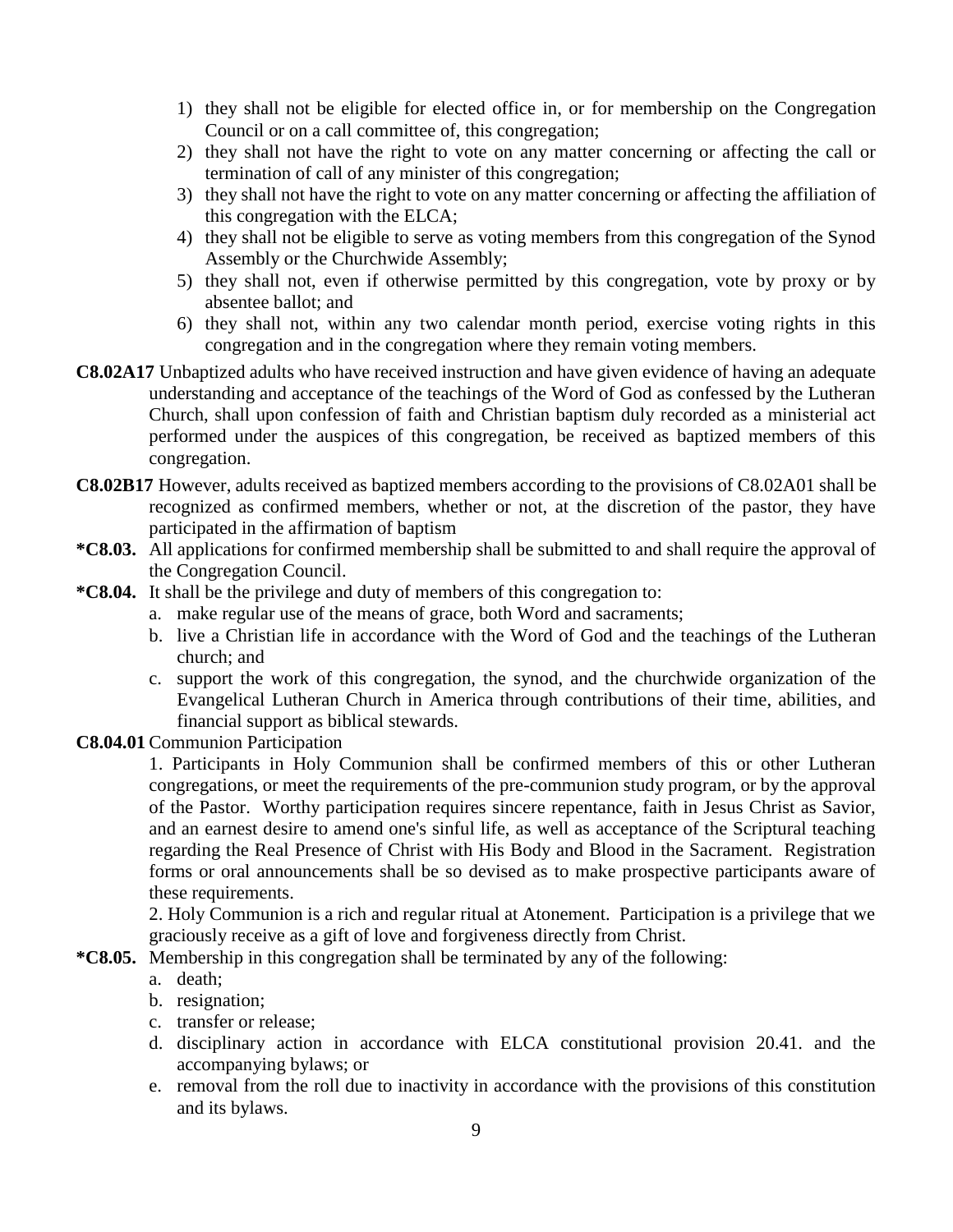1) they shall not be eligible for elected office in, or for membership on the Congregation Council or on a call committee of, this congregation;
2) they shall not have the right to vote on any matter concerning or affecting the call or termination of call of any minister of this congregation;
3) they shall not have the right to vote on any matter concerning or affecting the affiliation of this congregation with the ELCA;
4) they shall not be eligible to serve as voting members from this congregation of the Synod Assembly or the Churchwide Assembly;
5) they shall not, even if otherwise permitted by this congregation, vote by proxy or by absentee ballot; and
6) they shall not, within any two calendar month period, exercise voting rights in this congregation and in the congregation where they remain voting members.

**C8.02A17** Unbaptized adults who have received instruction and have given evidence of having an adequate understanding and acceptance of the teachings of the Word of God as confessed by the Lutheran Church, shall upon confession of faith and Christian baptism duly recorded as a ministerial act performed under the auspices of this congregation, be received as baptized members of this congregation.

**C8.02B17** However, adults received as baptized members according to the provisions of C8.02A01 shall be recognized as confirmed members, whether or not, at the discretion of the pastor, they have participated in the affirmation of baptism

**\*C8.03.** All applications for confirmed membership shall be submitted to and shall require the approval of the Congregation Council.

**\*C8.04.** It shall be the privilege and duty of members of this congregation to:

a. make regular use of the means of grace, both Word and sacraments;
b. live a Christian life in accordance with the Word of God and the teachings of the Lutheran church; and
c. support the work of this congregation, the synod, and the churchwide organization of the Evangelical Lutheran Church in America through contributions of their time, abilities, and financial support as biblical stewards.

**C8.04.01** Communion Participation

1. Participants in Holy Communion shall be confirmed members of this or other Lutheran congregations, or meet the requirements of the pre-communion study program, or by the approval of the Pastor. Worthy participation requires sincere repentance, faith in Jesus Christ as Savior, and an earnest desire to amend one's sinful life, as well as acceptance of the Scriptural teaching regarding the Real Presence of Christ with His Body and Blood in the Sacrament. Registration forms or oral announcements shall be so devised as to make prospective participants aware of these requirements.

2. Holy Communion is a rich and regular ritual at Atonement. Participation is a privilege that we graciously receive as a gift of love and forgiveness directly from Christ.

**\*C8.05.** Membership in this congregation shall be terminated by any of the following:

a. death;
b. resignation;
c. transfer or release;
d. disciplinary action in accordance with ELCA constitutional provision 20.41. and the accompanying bylaws; or
e. removal from the roll due to inactivity in accordance with the provisions of this constitution and its bylaws.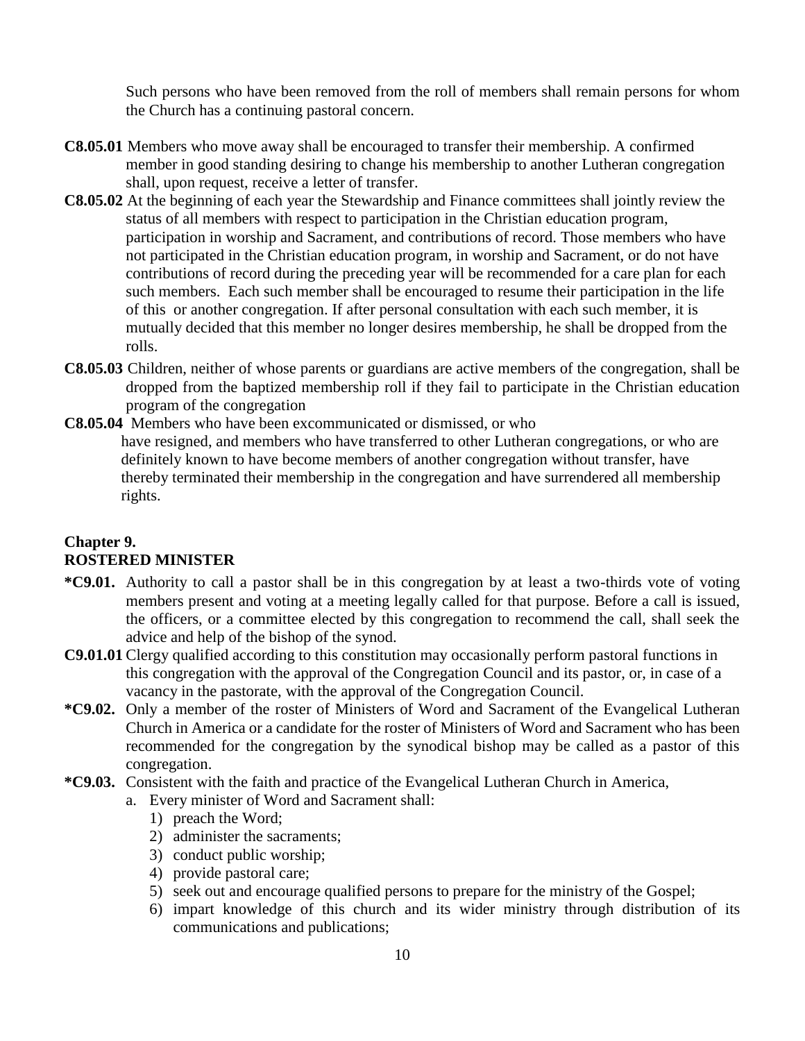Such persons who have been removed from the roll of members shall remain persons for whom the Church has a continuing pastoral concern.

**C8.05.01** Members who move away shall be encouraged to transfer their membership. A confirmed member in good standing desiring to change his membership to another Lutheran congregation shall, upon request, receive a letter of transfer.

**C8.05.02** At the beginning of each year the Stewardship and Finance committees shall jointly review the status of all members with respect to participation in the Christian education program, participation in worship and Sacrament, and contributions of record. Those members who have not participated in the Christian education program, in worship and Sacrament, or do not have contributions of record during the preceding year will be recommended for a care plan for each such members. Each such member shall be encouraged to resume their participation in the life of this or another congregation. If after personal consultation with each such member, it is mutually decided that this member no longer desires membership, he shall be dropped from the rolls.

**C8.05.03** Children, neither of whose parents or guardians are active members of the congregation, shall be dropped from the baptized membership roll if they fail to participate in the Christian education program of the congregation

**C8.05.04** Members who have been excommunicated or dismissed, or who have resigned, and members who have transferred to other Lutheran congregations, or who are definitely known to have become members of another congregation without transfer, have thereby terminated their membership in the congregation and have surrendered all membership rights.

## Chapter 9.
## ROSTERED MINISTER

**\*C9.01.** Authority to call a pastor shall be in this congregation by at least a two-thirds vote of voting members present and voting at a meeting legally called for that purpose. Before a call is issued, the officers, or a committee elected by this congregation to recommend the call, shall seek the advice and help of the bishop of the synod.

**C9.01.01** Clergy qualified according to this constitution may occasionally perform pastoral functions in this congregation with the approval of the Congregation Council and its pastor, or, in case of a vacancy in the pastorate, with the approval of the Congregation Council.

**\*C9.02.** Only a member of the roster of Ministers of Word and Sacrament of the Evangelical Lutheran Church in America or a candidate for the roster of Ministers of Word and Sacrament who has been recommended for the congregation by the synodical bishop may be called as a pastor of this congregation.

**\*C9.03.** Consistent with the faith and practice of the Evangelical Lutheran Church in America,

a. Every minister of Word and Sacrament shall:
   1) preach the Word;
   2) administer the sacraments;
   3) conduct public worship;
   4) provide pastoral care;
   5) seek out and encourage qualified persons to prepare for the ministry of the Gospel;
   6) impart knowledge of this church and its wider ministry through distribution of its communications and publications;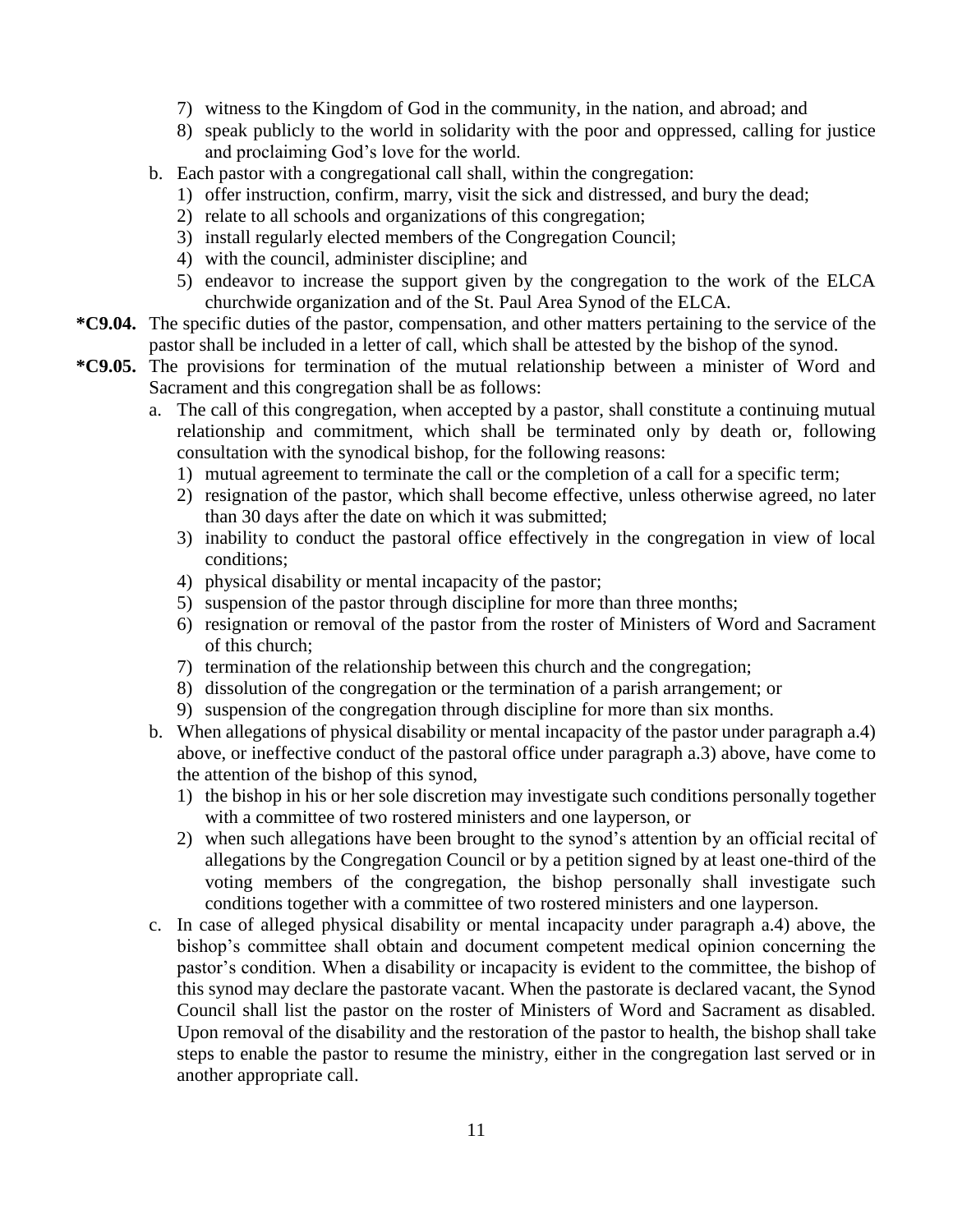7) witness to the Kingdom of God in the community, in the nation, and abroad; and
8) speak publicly to the world in solidarity with the poor and oppressed, calling for justice and proclaiming God's love for the world.

b. Each pastor with a congregational call shall, within the congregation:
   1) offer instruction, confirm, marry, visit the sick and distressed, and bury the dead;
   2) relate to all schools and organizations of this congregation;
   3) install regularly elected members of the Congregation Council;
   4) with the council, administer discipline; and
   5) endeavor to increase the support given by the congregation to the work of the ELCA churchwide organization and of the St. Paul Area Synod of the ELCA.

**\*C9.04.** The specific duties of the pastor, compensation, and other matters pertaining to the service of the pastor shall be included in a letter of call, which shall be attested by the bishop of the synod.

**\*C9.05.** The provisions for termination of the mutual relationship between a minister of Word and Sacrament and this congregation shall be as follows:

a. The call of this congregation, when accepted by a pastor, shall constitute a continuing mutual relationship and commitment, which shall be terminated only by death or, following consultation with the synodical bishop, for the following reasons:
   1) mutual agreement to terminate the call or the completion of a call for a specific term;
   2) resignation of the pastor, which shall become effective, unless otherwise agreed, no later than 30 days after the date on which it was submitted;
   3) inability to conduct the pastoral office effectively in the congregation in view of local conditions;
   4) physical disability or mental incapacity of the pastor;
   5) suspension of the pastor through discipline for more than three months;
   6) resignation or removal of the pastor from the roster of Ministers of Word and Sacrament of this church;
   7) termination of the relationship between this church and the congregation;
   8) dissolution of the congregation or the termination of a parish arrangement; or
   9) suspension of the congregation through discipline for more than six months.

b. When allegations of physical disability or mental incapacity of the pastor under paragraph a.4) above, or ineffective conduct of the pastoral office under paragraph a.3) above, have come to the attention of the bishop of this synod,
   1) the bishop in his or her sole discretion may investigate such conditions personally together with a committee of two rostered ministers and one layperson, or
   2) when such allegations have been brought to the synod's attention by an official recital of allegations by the Congregation Council or by a petition signed by at least one-third of the voting members of the congregation, the bishop personally shall investigate such conditions together with a committee of two rostered ministers and one layperson.

c. In case of alleged physical disability or mental incapacity under paragraph a.4) above, the bishop's committee shall obtain and document competent medical opinion concerning the pastor's condition. When a disability or incapacity is evident to the committee, the bishop of this synod may declare the pastorate vacant. When the pastorate is declared vacant, the Synod Council shall list the pastor on the roster of Ministers of Word and Sacrament as disabled. Upon removal of the disability and the restoration of the pastor to health, the bishop shall take steps to enable the pastor to resume the ministry, either in the congregation last served or in another appropriate call.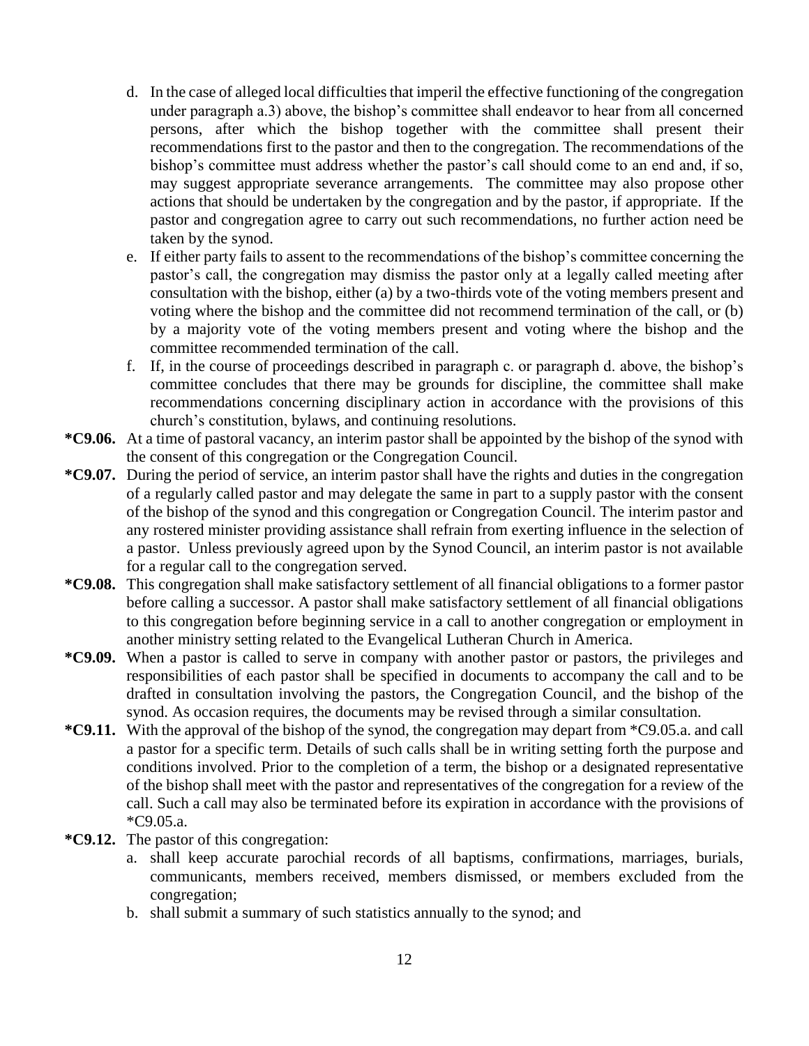d. In the case of alleged local difficulties that imperil the effective functioning of the congregation under paragraph a.3) above, the bishop's committee shall endeavor to hear from all concerned persons, after which the bishop together with the committee shall present their recommendations first to the pastor and then to the congregation. The recommendations of the bishop's committee must address whether the pastor's call should come to an end and, if so, may suggest appropriate severance arrangements. The committee may also propose other actions that should be undertaken by the congregation and by the pastor, if appropriate. If the pastor and congregation agree to carry out such recommendations, no further action need be taken by the synod.

e. If either party fails to assent to the recommendations of the bishop's committee concerning the pastor's call, the congregation may dismiss the pastor only at a legally called meeting after consultation with the bishop, either (a) by a two-thirds vote of the voting members present and voting where the bishop and the committee did not recommend termination of the call, or (b) by a majority vote of the voting members present and voting where the bishop and the committee recommended termination of the call.

f. If, in the course of proceedings described in paragraph c. or paragraph d. above, the bishop's committee concludes that there may be grounds for discipline, the committee shall make recommendations concerning disciplinary action in accordance with the provisions of this church's constitution, bylaws, and continuing resolutions.

**\*C9.06.** At a time of pastoral vacancy, an interim pastor shall be appointed by the bishop of the synod with the consent of this congregation or the Congregation Council.

**\*C9.07.** During the period of service, an interim pastor shall have the rights and duties in the congregation of a regularly called pastor and may delegate the same in part to a supply pastor with the consent of the bishop of the synod and this congregation or Congregation Council. The interim pastor and any rostered minister providing assistance shall refrain from exerting influence in the selection of a pastor. Unless previously agreed upon by the Synod Council, an interim pastor is not available for a regular call to the congregation served.

**\*C9.08.** This congregation shall make satisfactory settlement of all financial obligations to a former pastor before calling a successor. A pastor shall make satisfactory settlement of all financial obligations to this congregation before beginning service in a call to another congregation or employment in another ministry setting related to the Evangelical Lutheran Church in America.

**\*C9.09.** When a pastor is called to serve in company with another pastor or pastors, the privileges and responsibilities of each pastor shall be specified in documents to accompany the call and to be drafted in consultation involving the pastors, the Congregation Council, and the bishop of the synod. As occasion requires, the documents may be revised through a similar consultation.

**\*C9.11.** With the approval of the bishop of the synod, the congregation may depart from *C9.05.a. and call a pastor for a specific term. Details of such calls shall be in writing setting forth the purpose and conditions involved. Prior to the completion of a term, the bishop or a designated representative of the bishop shall meet with the pastor and representatives of the congregation for a review of the call. Such a call may also be terminated before its expiration in accordance with the provisions of *C9.05.a.

**\*C9.12.** The pastor of this congregation:

a. shall keep accurate parochial records of all baptisms, confirmations, marriages, burials, communicants, members received, members dismissed, or members excluded from the congregation;

b. shall submit a summary of such statistics annually to the synod; and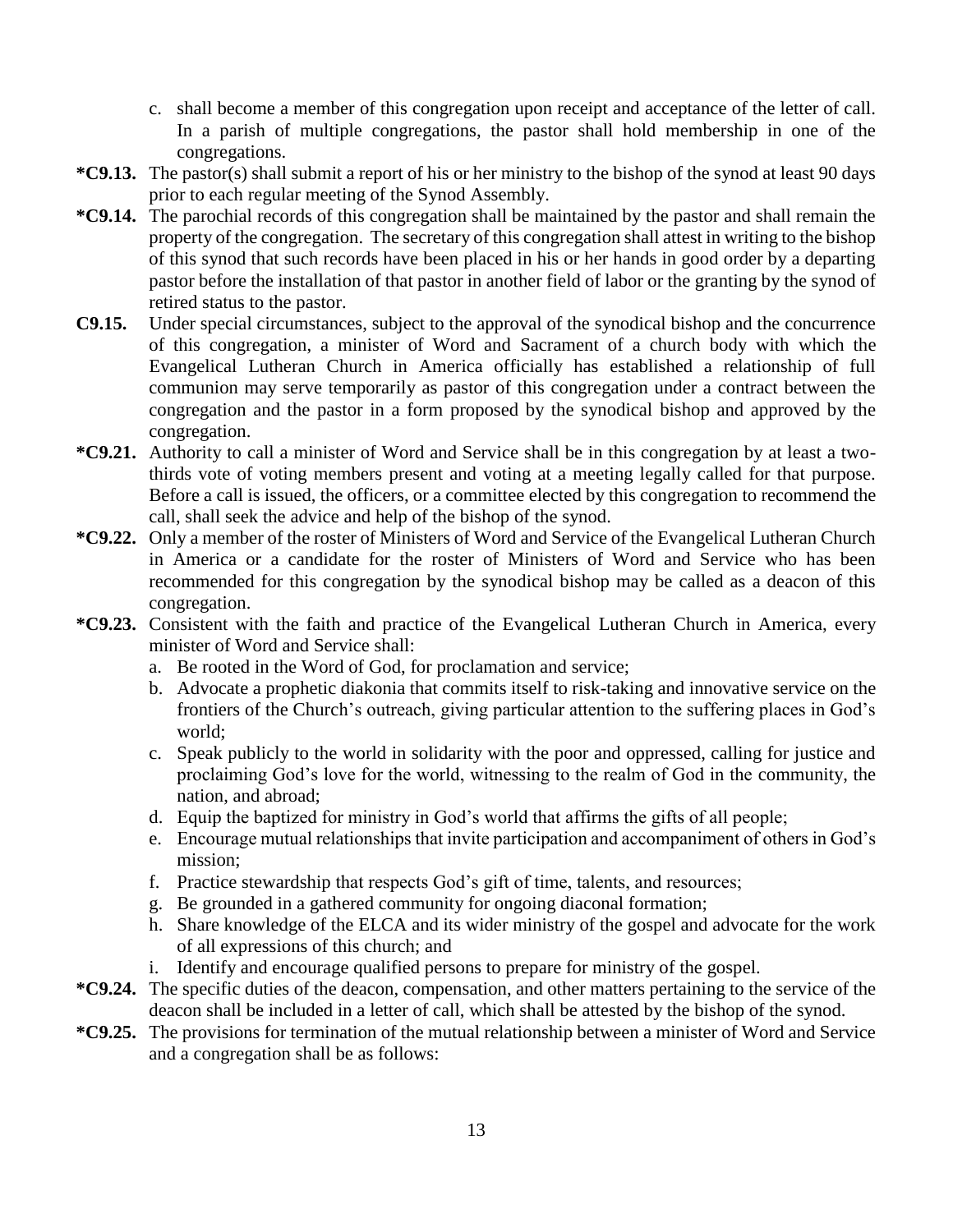c. shall become a member of this congregation upon receipt and acceptance of the letter of call. In a parish of multiple congregations, the pastor shall hold membership in one of the congregations.

**\*C9.13.** The pastor(s) shall submit a report of his or her ministry to the bishop of the synod at least 90 days prior to each regular meeting of the Synod Assembly.

**\*C9.14.** The parochial records of this congregation shall be maintained by the pastor and shall remain the property of the congregation. The secretary of this congregation shall attest in writing to the bishop of this synod that such records have been placed in his or her hands in good order by a departing pastor before the installation of that pastor in another field of labor or the granting by the synod of retired status to the pastor.

**C9.15.** Under special circumstances, subject to the approval of the synodical bishop and the concurrence of this congregation, a minister of Word and Sacrament of a church body with which the Evangelical Lutheran Church in America officially has established a relationship of full communion may serve temporarily as pastor of this congregation under a contract between the congregation and the pastor in a form proposed by the synodical bishop and approved by the congregation.

**\*C9.21.** Authority to call a minister of Word and Service shall be in this congregation by at least a two-thirds vote of voting members present and voting at a meeting legally called for that purpose. Before a call is issued, the officers, or a committee elected by this congregation to recommend the call, shall seek the advice and help of the bishop of the synod.

**\*C9.22.** Only a member of the roster of Ministers of Word and Service of the Evangelical Lutheran Church in America or a candidate for the roster of Ministers of Word and Service who has been recommended for this congregation by the synodical bishop may be called as a deacon of this congregation.

**\*C9.23.** Consistent with the faith and practice of the Evangelical Lutheran Church in America, every minister of Word and Service shall:

a. Be rooted in the Word of God, for proclamation and service;
b. Advocate a prophetic diakonia that commits itself to risk-taking and innovative service on the frontiers of the Church's outreach, giving particular attention to the suffering places in God's world;
c. Speak publicly to the world in solidarity with the poor and oppressed, calling for justice and proclaiming God's love for the world, witnessing to the realm of God in the community, the nation, and abroad;
d. Equip the baptized for ministry in God's world that affirms the gifts of all people;
e. Encourage mutual relationships that invite participation and accompaniment of others in God's mission;
f. Practice stewardship that respects God's gift of time, talents, and resources;
g. Be grounded in a gathered community for ongoing diaconal formation;
h. Share knowledge of the ELCA and its wider ministry of the gospel and advocate for the work of all expressions of this church; and
i. Identify and encourage qualified persons to prepare for ministry of the gospel.

**\*C9.24.** The specific duties of the deacon, compensation, and other matters pertaining to the service of the deacon shall be included in a letter of call, which shall be attested by the bishop of the synod.

**\*C9.25.** The provisions for termination of the mutual relationship between a minister of Word and Service and a congregation shall be as follows: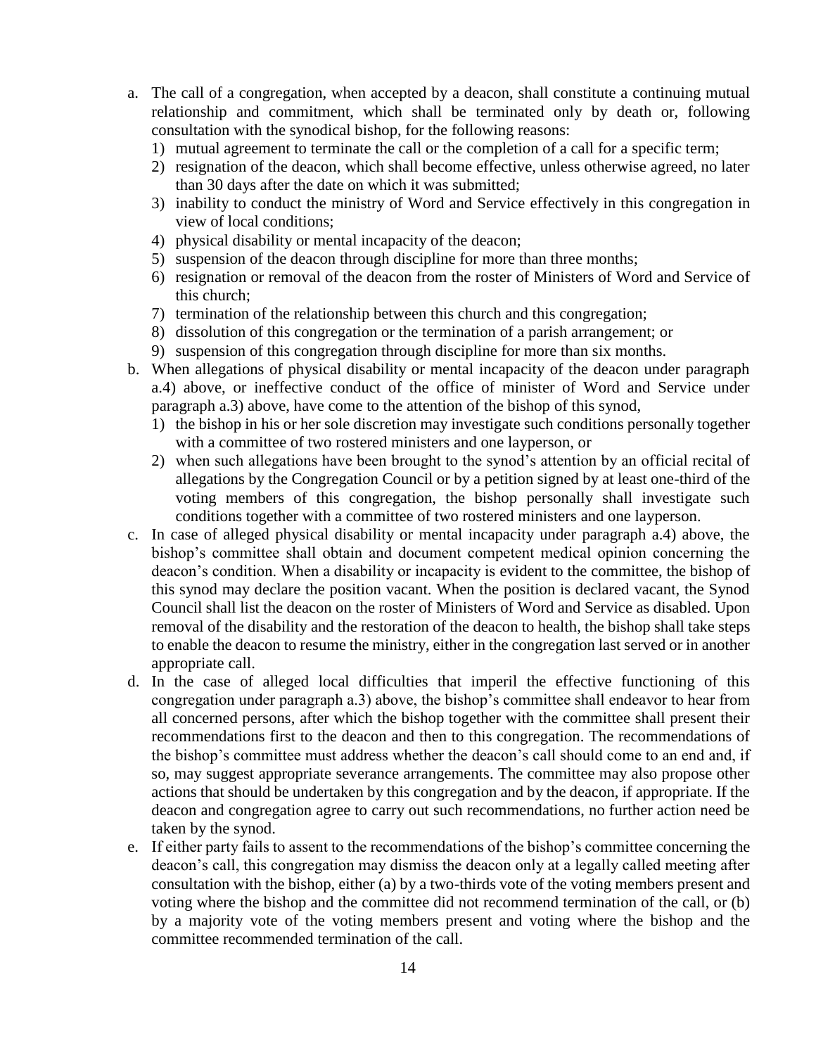a. The call of a congregation, when accepted by a deacon, shall constitute a continuing mutual relationship and commitment, which shall be terminated only by death or, following consultation with the synodical bishop, for the following reasons:
   1) mutual agreement to terminate the call or the completion of a call for a specific term;
   2) resignation of the deacon, which shall become effective, unless otherwise agreed, no later than 30 days after the date on which it was submitted;
   3) inability to conduct the ministry of Word and Service effectively in this congregation in view of local conditions;
   4) physical disability or mental incapacity of the deacon;
   5) suspension of the deacon through discipline for more than three months;
   6) resignation or removal of the deacon from the roster of Ministers of Word and Service of this church;
   7) termination of the relationship between this church and this congregation;
   8) dissolution of this congregation or the termination of a parish arrangement; or
   9) suspension of this congregation through discipline for more than six months.
b. When allegations of physical disability or mental incapacity of the deacon under paragraph a.4) above, or ineffective conduct of the office of minister of Word and Service under paragraph a.3) above, have come to the attention of the bishop of this synod,
   1) the bishop in his or her sole discretion may investigate such conditions personally together with a committee of two rostered ministers and one layperson, or
   2) when such allegations have been brought to the synod's attention by an official recital of allegations by the Congregation Council or by a petition signed by at least one-third of the voting members of this congregation, the bishop personally shall investigate such conditions together with a committee of two rostered ministers and one layperson.
c. In case of alleged physical disability or mental incapacity under paragraph a.4) above, the bishop's committee shall obtain and document competent medical opinion concerning the deacon's condition. When a disability or incapacity is evident to the committee, the bishop of this synod may declare the position vacant. When the position is declared vacant, the Synod Council shall list the deacon on the roster of Ministers of Word and Service as disabled. Upon removal of the disability and the restoration of the deacon to health, the bishop shall take steps to enable the deacon to resume the ministry, either in the congregation last served or in another appropriate call.
d. In the case of alleged local difficulties that imperil the effective functioning of this congregation under paragraph a.3) above, the bishop's committee shall endeavor to hear from all concerned persons, after which the bishop together with the committee shall present their recommendations first to the deacon and then to this congregation. The recommendations of the bishop's committee must address whether the deacon's call should come to an end and, if so, may suggest appropriate severance arrangements. The committee may also propose other actions that should be undertaken by this congregation and by the deacon, if appropriate. If the deacon and congregation agree to carry out such recommendations, no further action need be taken by the synod.
e. If either party fails to assent to the recommendations of the bishop's committee concerning the deacon's call, this congregation may dismiss the deacon only at a legally called meeting after consultation with the bishop, either (a) by a two-thirds vote of the voting members present and voting where the bishop and the committee did not recommend termination of the call, or (b) by a majority vote of the voting members present and voting where the bishop and the committee recommended termination of the call.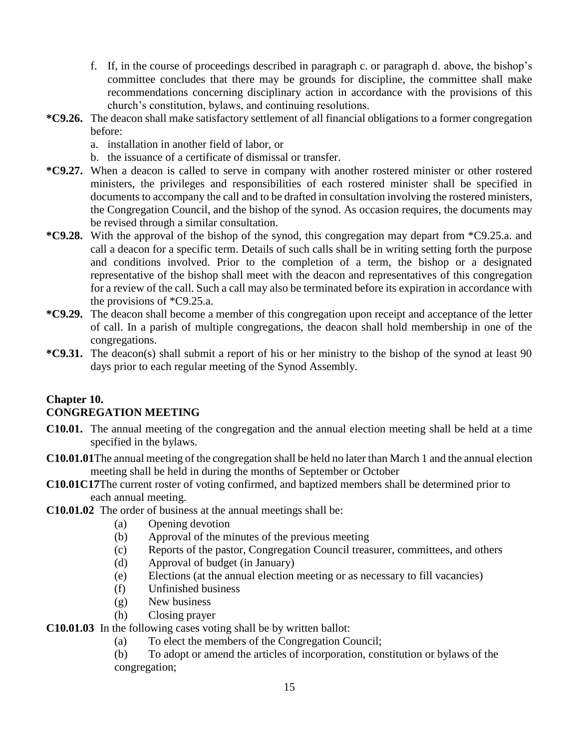f. If, in the course of proceedings described in paragraph c. or paragraph d. above, the bishop's committee concludes that there may be grounds for discipline, the committee shall make recommendations concerning disciplinary action in accordance with the provisions of this church's constitution, bylaws, and continuing resolutions.

**\*C9.26.** The deacon shall make satisfactory settlement of all financial obligations to a former congregation before:

a. installation in another field of labor, or
b. the issuance of a certificate of dismissal or transfer.

**\*C9.27.** When a deacon is called to serve in company with another rostered minister or other rostered ministers, the privileges and responsibilities of each rostered minister shall be specified in documents to accompany the call and to be drafted in consultation involving the rostered ministers, the Congregation Council, and the bishop of the synod. As occasion requires, the documents may be revised through a similar consultation.

**\*C9.28.** With the approval of the bishop of the synod, this congregation may depart from *C9.25.a. and call a deacon for a specific term. Details of such calls shall be in writing setting forth the purpose and conditions involved. Prior to the completion of a term, the bishop or a designated representative of the bishop shall meet with the deacon and representatives of this congregation for a review of the call. Such a call may also be terminated before its expiration in accordance with the provisions of *C9.25.a.

**\*C9.29.** The deacon shall become a member of this congregation upon receipt and acceptance of the letter of call. In a parish of multiple congregations, the deacon shall hold membership in one of the congregations.

**\*C9.31.** The deacon(s) shall submit a report of his or her ministry to the bishop of the synod at least 90 days prior to each regular meeting of the Synod Assembly.

## Chapter 10.
## CONGREGATION MEETING

**C10.01.** The annual meeting of the congregation and the annual election meeting shall be held at a time specified in the bylaws.

**C10.01.01** The annual meeting of the congregation shall be held no later than March 1 and the annual election meeting shall be held in during the months of September or October

**C10.01C17** The current roster of voting confirmed, and baptized members shall be determined prior to each annual meeting.

**C10.01.02** The order of business at the annual meetings shall be:

(a) Opening devotion
(b) Approval of the minutes of the previous meeting
(c) Reports of the pastor, Congregation Council treasurer, committees, and others
(d) Approval of budget (in January)
(e) Elections (at the annual election meeting or as necessary to fill vacancies)
(f) Unfinished business
(g) New business
(h) Closing prayer

**C10.01.03** In the following cases voting shall be by written ballot:

(a) To elect the members of the Congregation Council;
(b) To adopt or amend the articles of incorporation, constitution or bylaws of the congregation;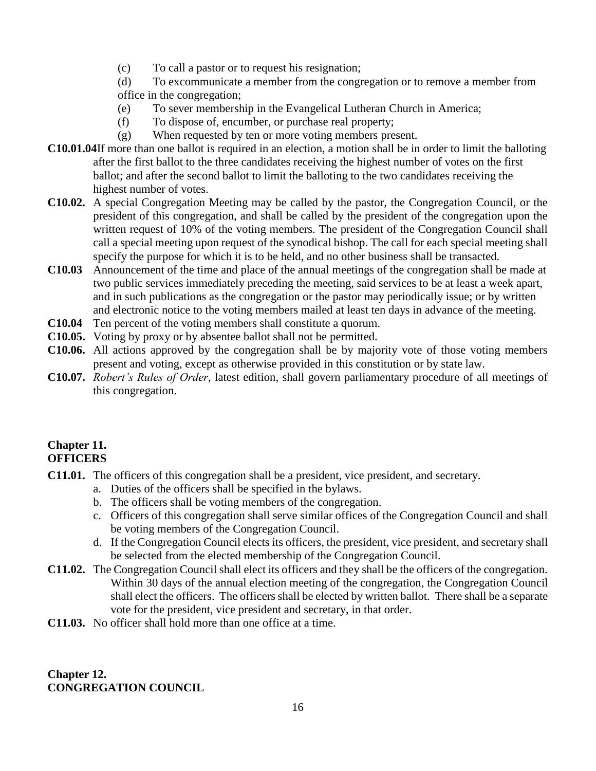(c) To call a pastor or to request his resignation;

(d) To excommunicate a member from the congregation or to remove a member from office in the congregation;

(e) To sever membership in the Evangelical Lutheran Church in America;

(f) To dispose of, encumber, or purchase real property;

(g) When requested by ten or more voting members present.

**C10.01.04** If more than one ballot is required in an election, a motion shall be in order to limit the balloting after the first ballot to the three candidates receiving the highest number of votes on the first ballot; and after the second ballot to limit the balloting to the two candidates receiving the highest number of votes.

**C10.02.** A special Congregation Meeting may be called by the pastor, the Congregation Council, or the president of this congregation, and shall be called by the president of the congregation upon the written request of 10% of the voting members. The president of the Congregation Council shall call a special meeting upon request of the synodical bishop. The call for each special meeting shall specify the purpose for which it is to be held, and no other business shall be transacted.

**C10.03** Announcement of the time and place of the annual meetings of the congregation shall be made at two public services immediately preceding the meeting, said services to be at least a week apart, and in such publications as the congregation or the pastor may periodically issue; or by written and electronic notice to the voting members mailed at least ten days in advance of the meeting.

**C10.04** Ten percent of the voting members shall constitute a quorum.

**C10.05.** Voting by proxy or by absentee ballot shall not be permitted.

**C10.06.** All actions approved by the congregation shall be by majority vote of those voting members present and voting, except as otherwise provided in this constitution or by state law.

**C10.07.** *Robert's Rules of Order*, latest edition, shall govern parliamentary procedure of all meetings of this congregation.

## Chapter 11.
## OFFICERS

**C11.01.** The officers of this congregation shall be a president, vice president, and secretary.

a. Duties of the officers shall be specified in the bylaws.
b. The officers shall be voting members of the congregation.
c. Officers of this congregation shall serve similar offices of the Congregation Council and shall be voting members of the Congregation Council.
d. If the Congregation Council elects its officers, the president, vice president, and secretary shall be selected from the elected membership of the Congregation Council.

**C11.02.** The Congregation Council shall elect its officers and they shall be the officers of the congregation. Within 30 days of the annual election meeting of the congregation, the Congregation Council shall elect the officers. The officers shall be elected by written ballot. There shall be a separate vote for the president, vice president and secretary, in that order.

**C11.03.** No officer shall hold more than one office at a time.

## Chapter 12.
## CONGREGATION COUNCIL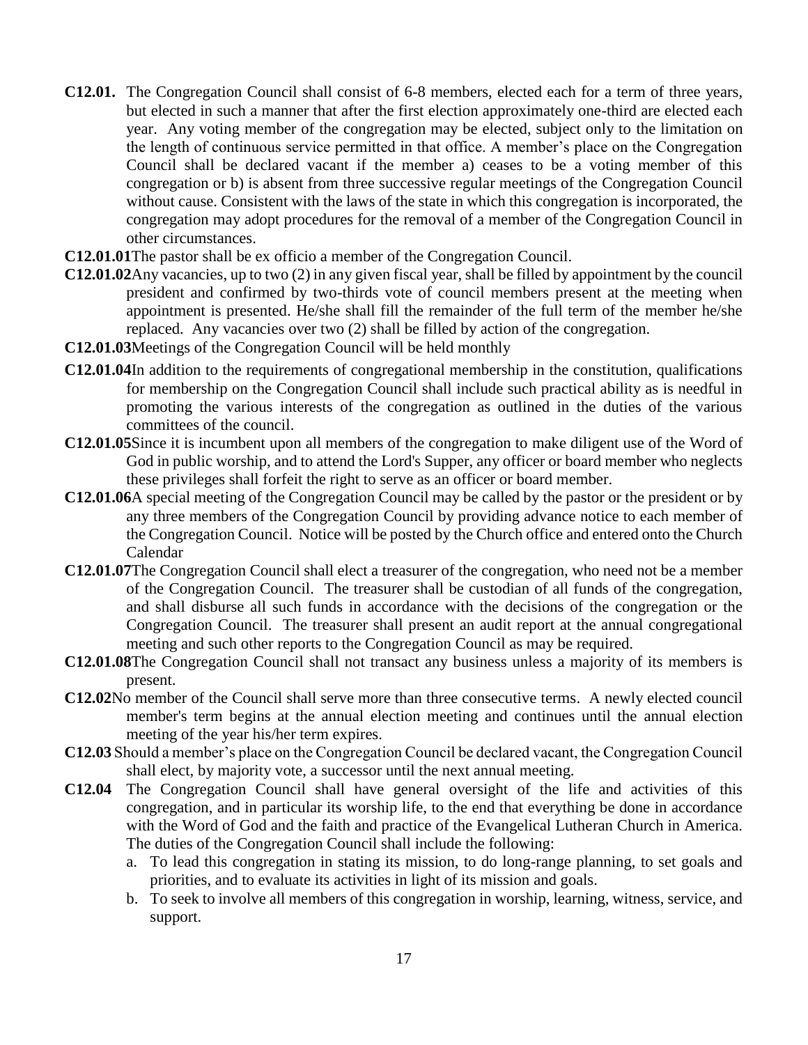**C12.01.** The Congregation Council shall consist of 6-8 members, elected each for a term of three years, but elected in such a manner that after the first election approximately one-third are elected each year. Any voting member of the congregation may be elected, subject only to the limitation on the length of continuous service permitted in that office. A member's place on the Congregation Council shall be declared vacant if the member a) ceases to be a voting member of this congregation or b) is absent from three successive regular meetings of the Congregation Council without cause. Consistent with the laws of the state in which this congregation is incorporated, the congregation may adopt procedures for the removal of a member of the Congregation Council in other circumstances.

**C12.01.01** The pastor shall be ex officio a member of the Congregation Council.

**C12.01.02** Any vacancies, up to two (2) in any given fiscal year, shall be filled by appointment by the council president and confirmed by two-thirds vote of council members present at the meeting when appointment is presented. He/she shall fill the remainder of the full term of the member he/she replaced. Any vacancies over two (2) shall be filled by action of the congregation.

**C12.01.03** Meetings of the Congregation Council will be held monthly

**C12.01.04** In addition to the requirements of congregational membership in the constitution, qualifications for membership on the Congregation Council shall include such practical ability as is needful in promoting the various interests of the congregation as outlined in the duties of the various committees of the council.

**C12.01.05** Since it is incumbent upon all members of the congregation to make diligent use of the Word of God in public worship, and to attend the Lord's Supper, any officer or board member who neglects these privileges shall forfeit the right to serve as an officer or board member.

**C12.01.06** A special meeting of the Congregation Council may be called by the pastor or the president or by any three members of the Congregation Council by providing advance notice to each member of the Congregation Council. Notice will be posted by the Church office and entered onto the Church Calendar

**C12.01.07** The Congregation Council shall elect a treasurer of the congregation, who need not be a member of the Congregation Council. The treasurer shall be custodian of all funds of the congregation, and shall disburse all such funds in accordance with the decisions of the congregation or the Congregation Council. The treasurer shall present an audit report at the annual congregational meeting and such other reports to the Congregation Council as may be required.

**C12.01.08** The Congregation Council shall not transact any business unless a majority of its members is present.

**C12.02** No member of the Council shall serve more than three consecutive terms. A newly elected council member's term begins at the annual election meeting and continues until the annual election meeting of the year his/her term expires.

**C12.03** Should a member's place on the Congregation Council be declared vacant, the Congregation Council shall elect, by majority vote, a successor until the next annual meeting.

**C12.04** The Congregation Council shall have general oversight of the life and activities of this congregation, and in particular its worship life, to the end that everything be done in accordance with the Word of God and the faith and practice of the Evangelical Lutheran Church in America. The duties of the Congregation Council shall include the following:

a. To lead this congregation in stating its mission, to do long-range planning, to set goals and priorities, and to evaluate its activities in light of its mission and goals.
b. To seek to involve all members of this congregation in worship, learning, witness, service, and support.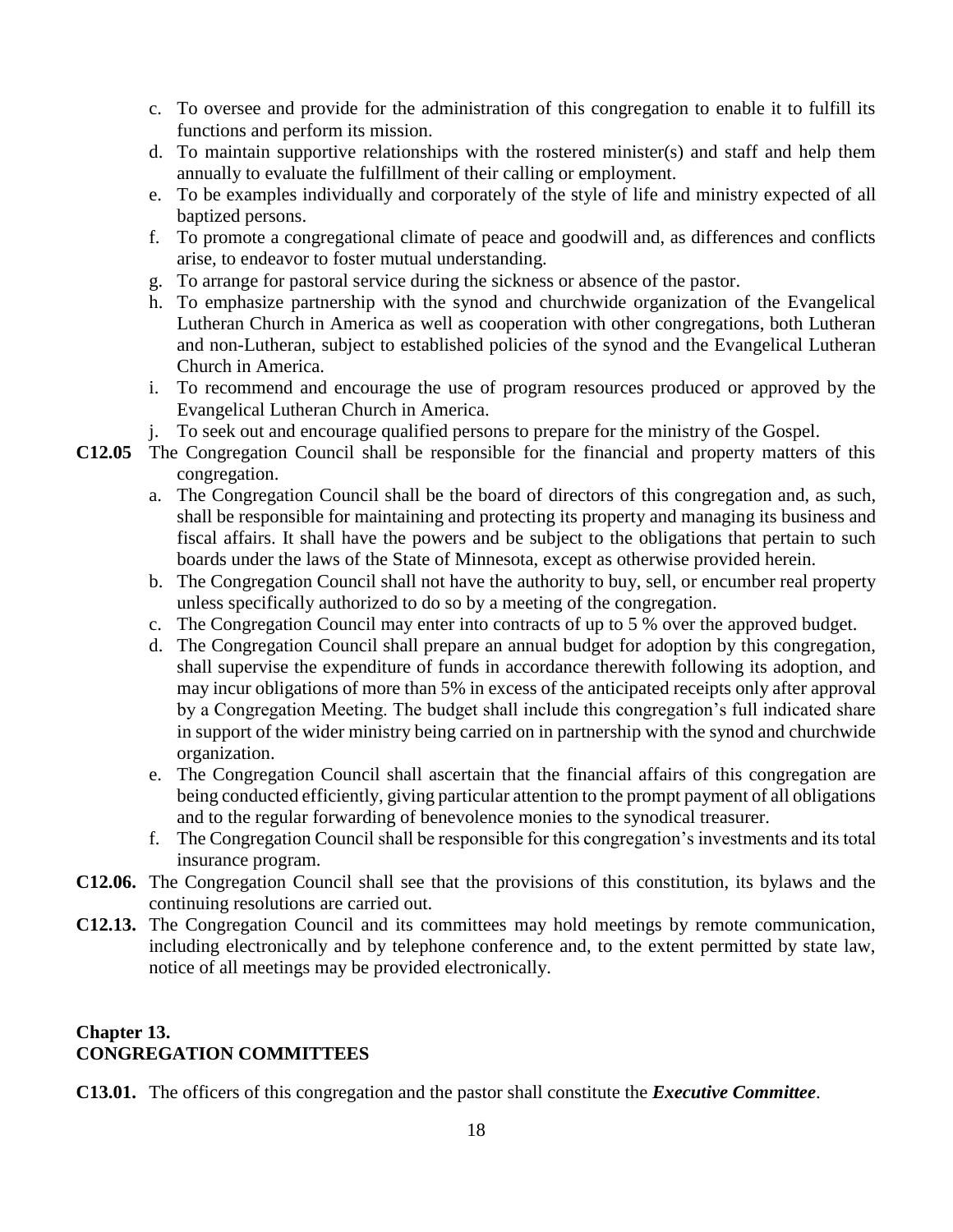c. To oversee and provide for the administration of this congregation to enable it to fulfill its functions and perform its mission.
d. To maintain supportive relationships with the rostered minister(s) and staff and help them annually to evaluate the fulfillment of their calling or employment.
e. To be examples individually and corporately of the style of life and ministry expected of all baptized persons.
f. To promote a congregational climate of peace and goodwill and, as differences and conflicts arise, to endeavor to foster mutual understanding.
g. To arrange for pastoral service during the sickness or absence of the pastor.
h. To emphasize partnership with the synod and churchwide organization of the Evangelical Lutheran Church in America as well as cooperation with other congregations, both Lutheran and non-Lutheran, subject to established policies of the synod and the Evangelical Lutheran Church in America.
i. To recommend and encourage the use of program resources produced or approved by the Evangelical Lutheran Church in America.
j. To seek out and encourage qualified persons to prepare for the ministry of the Gospel.

**C12.05** The Congregation Council shall be responsible for the financial and property matters of this congregation.

a. The Congregation Council shall be the board of directors of this congregation and, as such, shall be responsible for maintaining and protecting its property and managing its business and fiscal affairs. It shall have the powers and be subject to the obligations that pertain to such boards under the laws of the State of Minnesota, except as otherwise provided herein.
b. The Congregation Council shall not have the authority to buy, sell, or encumber real property unless specifically authorized to do so by a meeting of the congregation.
c. The Congregation Council may enter into contracts of up to 5 % over the approved budget.
d. The Congregation Council shall prepare an annual budget for adoption by this congregation, shall supervise the expenditure of funds in accordance therewith following its adoption, and may incur obligations of more than 5% in excess of the anticipated receipts only after approval by a Congregation Meeting. The budget shall include this congregation's full indicated share in support of the wider ministry being carried on in partnership with the synod and churchwide organization.
e. The Congregation Council shall ascertain that the financial affairs of this congregation are being conducted efficiently, giving particular attention to the prompt payment of all obligations and to the regular forwarding of benevolence monies to the synodical treasurer.
f. The Congregation Council shall be responsible for this congregation's investments and its total insurance program.

**C12.06.** The Congregation Council shall see that the provisions of this constitution, its bylaws and the continuing resolutions are carried out.

**C12.13.** The Congregation Council and its committees may hold meetings by remote communication, including electronically and by telephone conference and, to the extent permitted by state law, notice of all meetings may be provided electronically.

## Chapter 13.
## CONGREGATION COMMITTEES

**C13.01.** The officers of this congregation and the pastor shall constitute the ***Executive Committee***.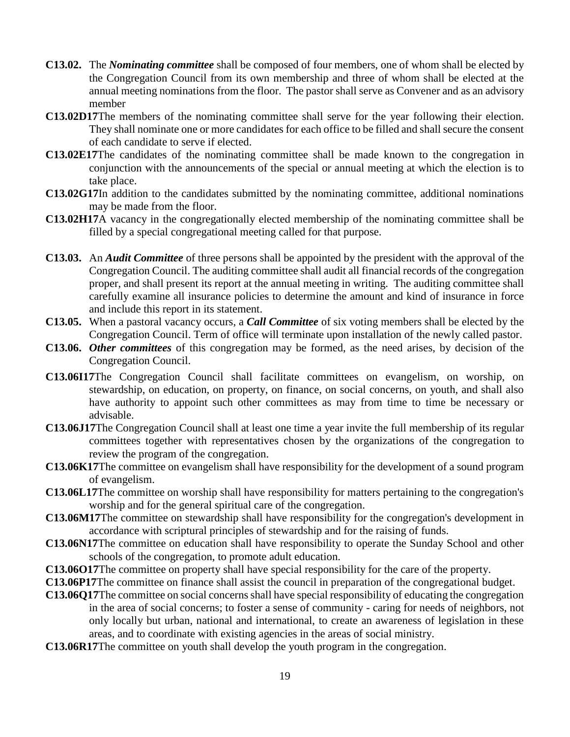**C13.02.** The ***Nominating committee*** shall be composed of four members, one of whom shall be elected by the Congregation Council from its own membership and three of whom shall be elected at the annual meeting nominations from the floor. The pastor shall serve as Convener and as an advisory member

**C13.02D17**The members of the nominating committee shall serve for the year following their election. They shall nominate one or more candidates for each office to be filled and shall secure the consent of each candidate to serve if elected.

**C13.02E17**The candidates of the nominating committee shall be made known to the congregation in conjunction with the announcements of the special or annual meeting at which the election is to take place.

**C13.02G17**In addition to the candidates submitted by the nominating committee, additional nominations may be made from the floor.

**C13.02H17**A vacancy in the congregationally elected membership of the nominating committee shall be filled by a special congregational meeting called for that purpose.

**C13.03.** An ***Audit Committee*** of three persons shall be appointed by the president with the approval of the Congregation Council. The auditing committee shall audit all financial records of the congregation proper, and shall present its report at the annual meeting in writing. The auditing committee shall carefully examine all insurance policies to determine the amount and kind of insurance in force and include this report in its statement.

**C13.05.** When a pastoral vacancy occurs, a ***Call Committee*** of six voting members shall be elected by the Congregation Council. Term of office will terminate upon installation of the newly called pastor.

**C13.06.** ***Other committees*** of this congregation may be formed, as the need arises, by decision of the Congregation Council.

**C13.06I17**The Congregation Council shall facilitate committees on evangelism, on worship, on stewardship, on education, on property, on finance, on social concerns, on youth, and shall also have authority to appoint such other committees as may from time to time be necessary or advisable.

**C13.06J17**The Congregation Council shall at least one time a year invite the full membership of its regular committees together with representatives chosen by the organizations of the congregation to review the program of the congregation.

**C13.06K17**The committee on evangelism shall have responsibility for the development of a sound program of evangelism.

**C13.06L17**The committee on worship shall have responsibility for matters pertaining to the congregation's worship and for the general spiritual care of the congregation.

**C13.06M17**The committee on stewardship shall have responsibility for the congregation's development in accordance with scriptural principles of stewardship and for the raising of funds.

**C13.06N17**The committee on education shall have responsibility to operate the Sunday School and other schools of the congregation, to promote adult education.

**C13.06O17**The committee on property shall have special responsibility for the care of the property.

**C13.06P17**The committee on finance shall assist the council in preparation of the congregational budget.

**C13.06Q17**The committee on social concerns shall have special responsibility of educating the congregation in the area of social concerns; to foster a sense of community - caring for needs of neighbors, not only locally but urban, national and international, to create an awareness of legislation in these areas, and to coordinate with existing agencies in the areas of social ministry.

**C13.06R17**The committee on youth shall develop the youth program in the congregation.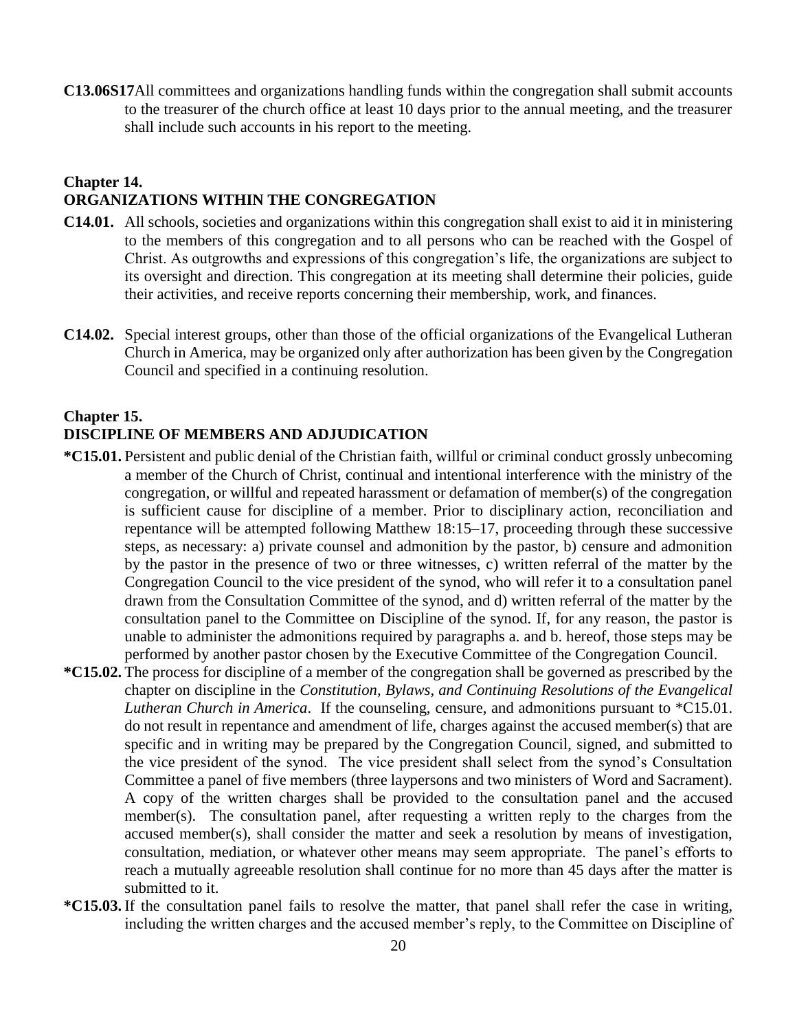**C13.06S17** All committees and organizations handling funds within the congregation shall submit accounts to the treasurer of the church office at least 10 days prior to the annual meeting, and the treasurer shall include such accounts in his report to the meeting.

## Chapter 14.
## ORGANIZATIONS WITHIN THE CONGREGATION

**C14.01.** All schools, societies and organizations within this congregation shall exist to aid it in ministering to the members of this congregation and to all persons who can be reached with the Gospel of Christ. As outgrowths and expressions of this congregation's life, the organizations are subject to its oversight and direction. This congregation at its meeting shall determine their policies, guide their activities, and receive reports concerning their membership, work, and finances.

**C14.02.** Special interest groups, other than those of the official organizations of the Evangelical Lutheran Church in America, may be organized only after authorization has been given by the Congregation Council and specified in a continuing resolution.

## Chapter 15.
## DISCIPLINE OF MEMBERS AND ADJUDICATION

**\*C15.01.** Persistent and public denial of the Christian faith, willful or criminal conduct grossly unbecoming a member of the Church of Christ, continual and intentional interference with the ministry of the congregation, or willful and repeated harassment or defamation of member(s) of the congregation is sufficient cause for discipline of a member. Prior to disciplinary action, reconciliation and repentance will be attempted following Matthew 18:15–17, proceeding through these successive steps, as necessary: a) private counsel and admonition by the pastor, b) censure and admonition by the pastor in the presence of two or three witnesses, c) written referral of the matter by the Congregation Council to the vice president of the synod, who will refer it to a consultation panel drawn from the Consultation Committee of the synod, and d) written referral of the matter by the consultation panel to the Committee on Discipline of the synod. If, for any reason, the pastor is unable to administer the admonitions required by paragraphs a. and b. hereof, those steps may be performed by another pastor chosen by the Executive Committee of the Congregation Council.

**\*C15.02.** The process for discipline of a member of the congregation shall be governed as prescribed by the chapter on discipline in the *Constitution, Bylaws, and Continuing Resolutions of the Evangelical Lutheran Church in America*. If the counseling, censure, and admonitions pursuant to *C15.01. do not result in repentance and amendment of life, charges against the accused member(s) that are specific and in writing may be prepared by the Congregation Council, signed, and submitted to the vice president of the synod. The vice president shall select from the synod's Consultation Committee a panel of five members (three laypersons and two ministers of Word and Sacrament). A copy of the written charges shall be provided to the consultation panel and the accused member(s). The consultation panel, after requesting a written reply to the charges from the accused member(s), shall consider the matter and seek a resolution by means of investigation, consultation, mediation, or whatever other means may seem appropriate. The panel's efforts to reach a mutually agreeable resolution shall continue for no more than 45 days after the matter is submitted to it.

**\*C15.03.** If the consultation panel fails to resolve the matter, that panel shall refer the case in writing, including the written charges and the accused member's reply, to the Committee on Discipline of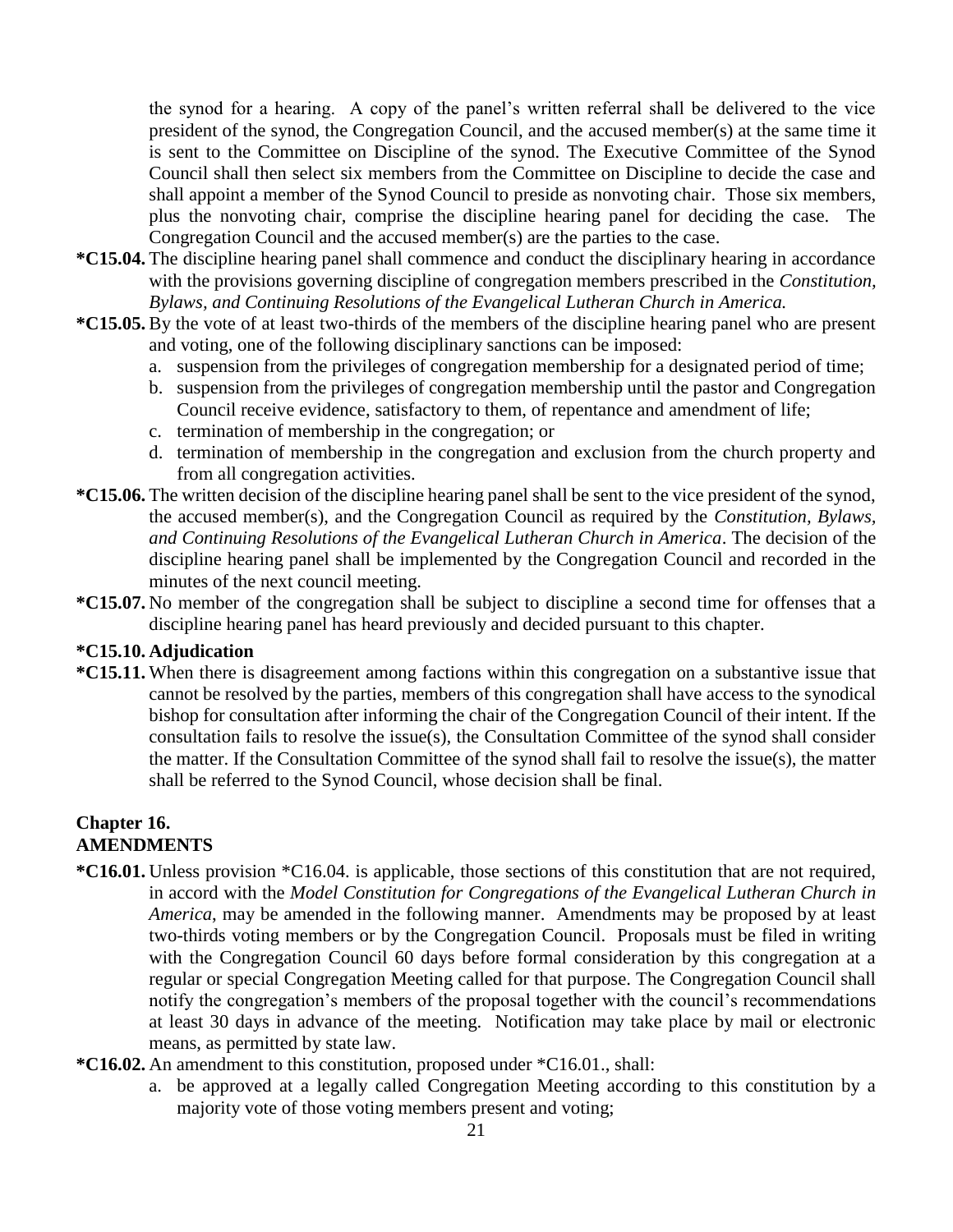the synod for a hearing. A copy of the panel's written referral shall be delivered to the vice president of the synod, the Congregation Council, and the accused member(s) at the same time it is sent to the Committee on Discipline of the synod. The Executive Committee of the Synod Council shall then select six members from the Committee on Discipline to decide the case and shall appoint a member of the Synod Council to preside as nonvoting chair. Those six members, plus the nonvoting chair, comprise the discipline hearing panel for deciding the case. The Congregation Council and the accused member(s) are the parties to the case.

**\*C15.04.** The discipline hearing panel shall commence and conduct the disciplinary hearing in accordance with the provisions governing discipline of congregation members prescribed in the *Constitution, Bylaws, and Continuing Resolutions of the Evangelical Lutheran Church in America.*

**\*C15.05.** By the vote of at least two-thirds of the members of the discipline hearing panel who are present and voting, one of the following disciplinary sanctions can be imposed:

a. suspension from the privileges of congregation membership for a designated period of time;
b. suspension from the privileges of congregation membership until the pastor and Congregation Council receive evidence, satisfactory to them, of repentance and amendment of life;
c. termination of membership in the congregation; or
d. termination of membership in the congregation and exclusion from the church property and from all congregation activities.

**\*C15.06.** The written decision of the discipline hearing panel shall be sent to the vice president of the synod, the accused member(s), and the Congregation Council as required by the *Constitution, Bylaws, and Continuing Resolutions of the Evangelical Lutheran Church in America*. The decision of the discipline hearing panel shall be implemented by the Congregation Council and recorded in the minutes of the next council meeting.

**\*C15.07.** No member of the congregation shall be subject to discipline a second time for offenses that a discipline hearing panel has heard previously and decided pursuant to this chapter.

**\*C15.10. Adjudication**

**\*C15.11.** When there is disagreement among factions within this congregation on a substantive issue that cannot be resolved by the parties, members of this congregation shall have access to the synodical bishop for consultation after informing the chair of the Congregation Council of their intent. If the consultation fails to resolve the issue(s), the Consultation Committee of the synod shall consider the matter. If the Consultation Committee of the synod shall fail to resolve the issue(s), the matter shall be referred to the Synod Council, whose decision shall be final.

## Chapter 16.
## AMENDMENTS

**\*C16.01.** Unless provision \*C16.04. is applicable, those sections of this constitution that are not required, in accord with the *Model Constitution for Congregations of the Evangelical Lutheran Church in America*, may be amended in the following manner. Amendments may be proposed by at least two-thirds voting members or by the Congregation Council. Proposals must be filed in writing with the Congregation Council 60 days before formal consideration by this congregation at a regular or special Congregation Meeting called for that purpose. The Congregation Council shall notify the congregation's members of the proposal together with the council's recommendations at least 30 days in advance of the meeting. Notification may take place by mail or electronic means, as permitted by state law.

**\*C16.02.** An amendment to this constitution, proposed under \*C16.01., shall:

a. be approved at a legally called Congregation Meeting according to this constitution by a majority vote of those voting members present and voting;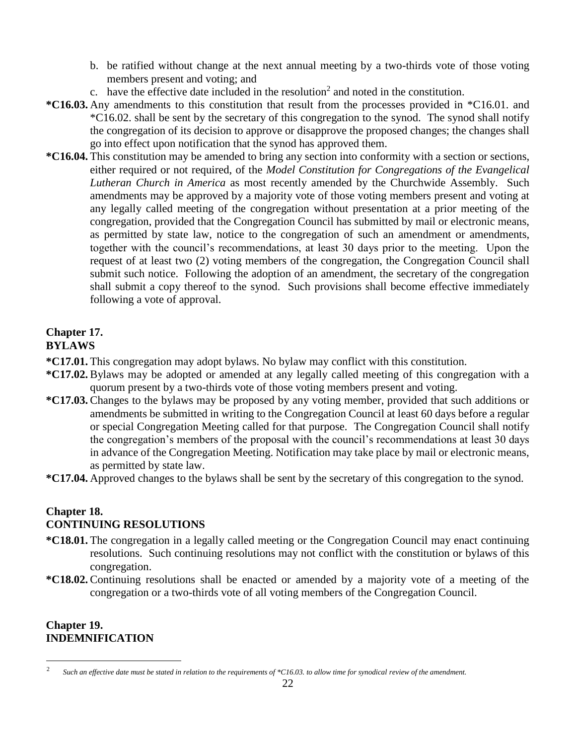b. be ratified without change at the next annual meeting by a two-thirds vote of those voting members present and voting; and
c. have the effective date included in the resolution[2] and noted in the constitution.

**\*C16.03.** Any amendments to this constitution that result from the processes provided in *C16.01. and *C16.02. shall be sent by the secretary of this congregation to the synod. The synod shall notify the congregation of its decision to approve or disapprove the proposed changes; the changes shall go into effect upon notification that the synod has approved them.

**\*C16.04.** This constitution may be amended to bring any section into conformity with a section or sections, either required or not required, of the *Model Constitution for Congregations of the Evangelical Lutheran Church in America* as most recently amended by the Churchwide Assembly. Such amendments may be approved by a majority vote of those voting members present and voting at any legally called meeting of the congregation without presentation at a prior meeting of the congregation, provided that the Congregation Council has submitted by mail or electronic means, as permitted by state law, notice to the congregation of such an amendment or amendments, together with the council's recommendations, at least 30 days prior to the meeting. Upon the request of at least two (2) voting members of the congregation, the Congregation Council shall submit such notice. Following the adoption of an amendment, the secretary of the congregation shall submit a copy thereof to the synod. Such provisions shall become effective immediately following a vote of approval.

## Chapter 17.
## BYLAWS

**\*C17.01.** This congregation may adopt bylaws. No bylaw may conflict with this constitution.

**\*C17.02.** Bylaws may be adopted or amended at any legally called meeting of this congregation with a quorum present by a two-thirds vote of those voting members present and voting.

**\*C17.03.** Changes to the bylaws may be proposed by any voting member, provided that such additions or amendments be submitted in writing to the Congregation Council at least 60 days before a regular or special Congregation Meeting called for that purpose. The Congregation Council shall notify the congregation's members of the proposal with the council's recommendations at least 30 days in advance of the Congregation Meeting. Notification may take place by mail or electronic means, as permitted by state law.

**\*C17.04.** Approved changes to the bylaws shall be sent by the secretary of this congregation to the synod.

## Chapter 18.
## CONTINUING RESOLUTIONS

**\*C18.01.** The congregation in a legally called meeting or the Congregation Council may enact continuing resolutions. Such continuing resolutions may not conflict with the constitution or bylaws of this congregation.

**\*C18.02.** Continuing resolutions shall be enacted or amended by a majority vote of a meeting of the congregation or a two-thirds vote of all voting members of the Congregation Council.

## Chapter 19.
## INDEMNIFICATION

---

[2] *Such an effective date must be stated in relation to the requirements of *C16.03. to allow time for synodical review of the amendment.*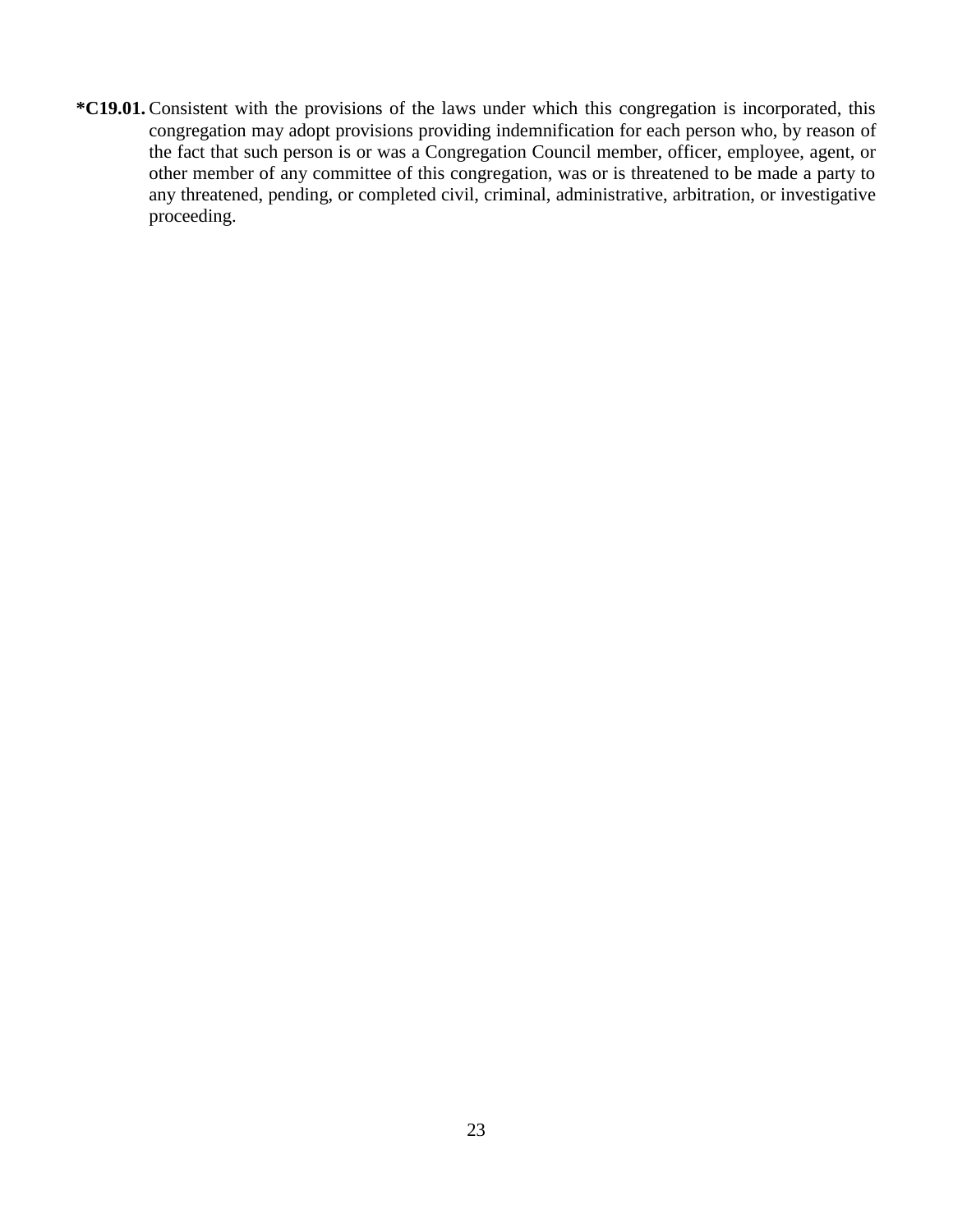**\*C19.01.** Consistent with the provisions of the laws under which this congregation is incorporated, this congregation may adopt provisions providing indemnification for each person who, by reason of the fact that such person is or was a Congregation Council member, officer, employee, agent, or other member of any committee of this congregation, was or is threatened to be made a party to any threatened, pending, or completed civil, criminal, administrative, arbitration, or investigative proceeding.